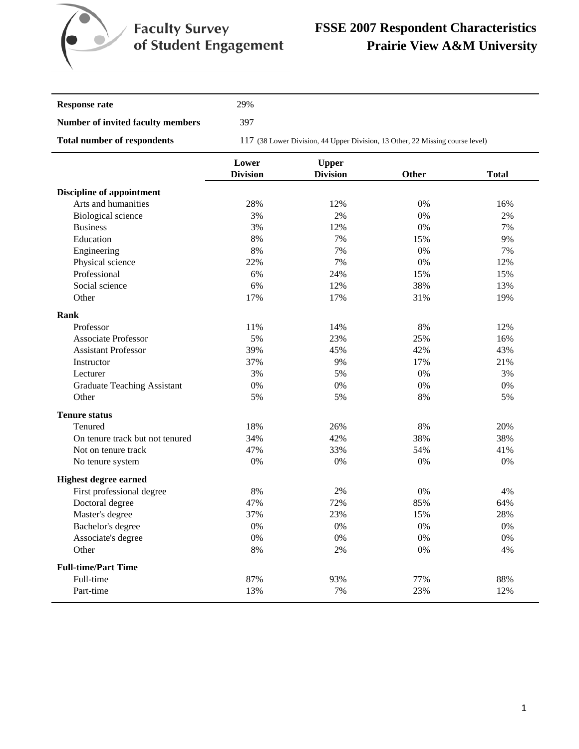# FSSE 2007 Respondent Characteristics
## Prairie View A&M University

Faculty Survey of Student Engagement

| | |
|---|---|
| **Response rate** | 29% |
| **Number of invited faculty members** | 397 |
| **Total number of respondents** | 117 (38 Lower Division, 44 Upper Division, 13 Other, 22 Missing course level) |

| | Lower Division | Upper Division | Other | Total |
|---|---|---|---|---|
| **Discipline of appointment** | | | | |
| Arts and humanities | 28% | 12% | 0% | 16% |
| Biological science | 3% | 2% | 0% | 2% |
| Business | 3% | 12% | 0% | 7% |
| Education | 8% | 7% | 15% | 9% |
| Engineering | 8% | 7% | 0% | 7% |
| Physical science | 22% | 7% | 0% | 12% |
| Professional | 6% | 24% | 15% | 15% |
| Social science | 6% | 12% | 38% | 13% |
| Other | 17% | 17% | 31% | 19% |
| **Rank** | | | | |
| Professor | 11% | 14% | 8% | 12% |
| Associate Professor | 5% | 23% | 25% | 16% |
| Assistant Professor | 39% | 45% | 42% | 43% |
| Instructor | 37% | 9% | 17% | 21% |
| Lecturer | 3% | 5% | 0% | 3% |
| Graduate Teaching Assistant | 0% | 0% | 0% | 0% |
| Other | 5% | 5% | 8% | 5% |
| **Tenure status** | | | | |
| Tenured | 18% | 26% | 8% | 20% |
| On tenure track but not tenured | 34% | 42% | 38% | 38% |
| Not on tenure track | 47% | 33% | 54% | 41% |
| No tenure system | 0% | 0% | 0% | 0% |
| **Highest degree earned** | | | | |
| First professional degree | 8% | 2% | 0% | 4% |
| Doctoral degree | 47% | 72% | 85% | 64% |
| Master's degree | 37% | 23% | 15% | 28% |
| Bachelor's degree | 0% | 0% | 0% | 0% |
| Associate's degree | 0% | 0% | 0% | 0% |
| Other | 8% | 2% | 0% | 4% |
| **Full-time/Part Time** | | | | |
| Full-time | 87% | 93% | 77% | 88% |
| Part-time | 13% | 7% | 23% | 12% |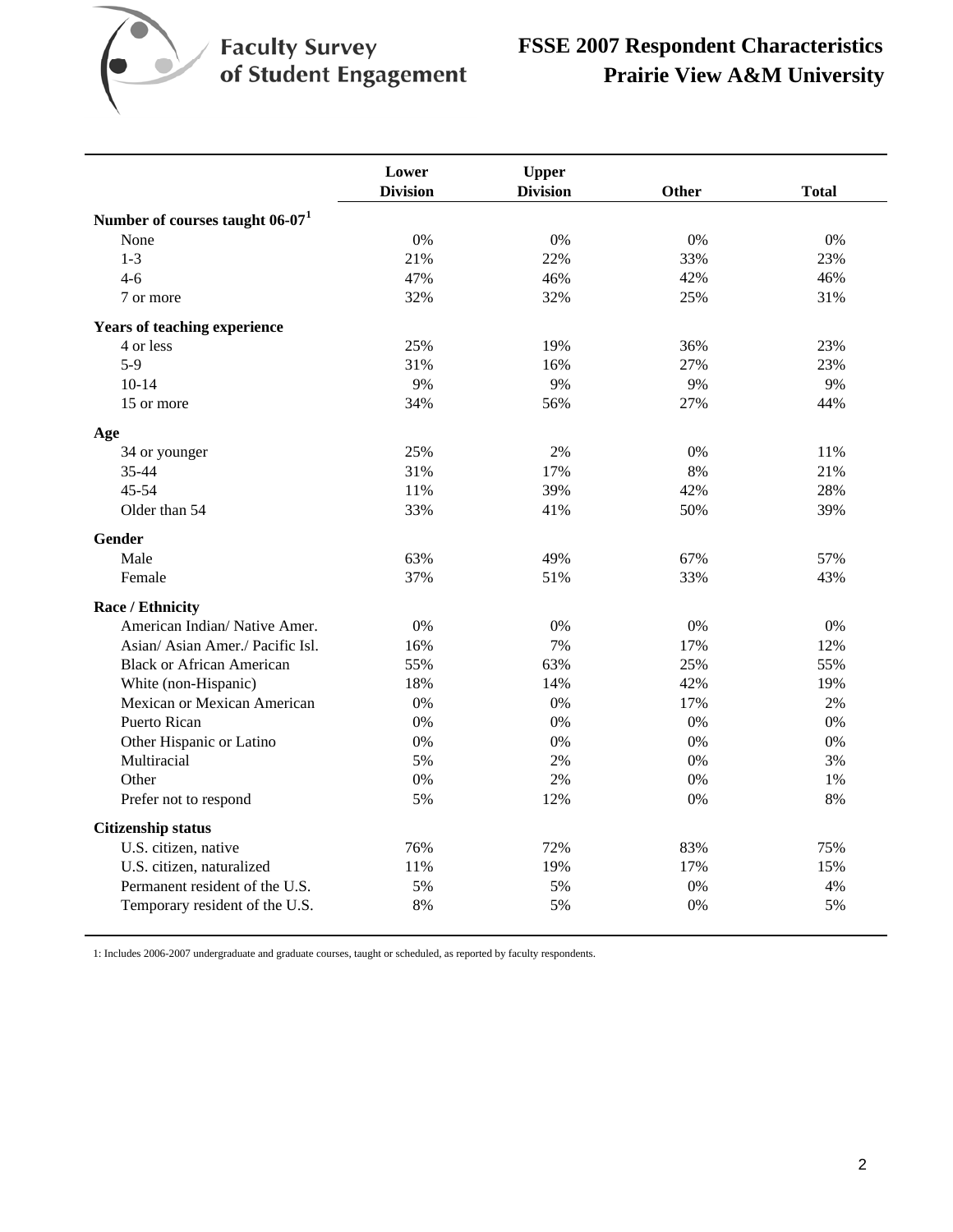# Faculty Survey of Student Engagement

## FSSE 2007 Respondent Characteristics
## Prairie View A&M University

| | Lower Division | Upper Division | Other | Total |
|---|---|---|---|---|
| **Number of courses taught 06-07[1]** | | | | |
| None | 0% | 0% | 0% | 0% |
| 1-3 | 21% | 22% | 33% | 23% |
| 4-6 | 47% | 46% | 42% | 46% |
| 7 or more | 32% | 32% | 25% | 31% |
| **Years of teaching experience** | | | | |
| 4 or less | 25% | 19% | 36% | 23% |
| 5-9 | 31% | 16% | 27% | 23% |
| 10-14 | 9% | 9% | 9% | 9% |
| 15 or more | 34% | 56% | 27% | 44% |
| **Age** | | | | |
| 34 or younger | 25% | 2% | 0% | 11% |
| 35-44 | 31% | 17% | 8% | 21% |
| 45-54 | 11% | 39% | 42% | 28% |
| Older than 54 | 33% | 41% | 50% | 39% |
| **Gender** | | | | |
| Male | 63% | 49% | 67% | 57% |
| Female | 37% | 51% | 33% | 43% |
| **Race / Ethnicity** | | | | |
| American Indian/ Native Amer. | 0% | 0% | 0% | 0% |
| Asian/ Asian Amer./ Pacific Isl. | 16% | 7% | 17% | 12% |
| Black or African American | 55% | 63% | 25% | 55% |
| White (non-Hispanic) | 18% | 14% | 42% | 19% |
| Mexican or Mexican American | 0% | 0% | 17% | 2% |
| Puerto Rican | 0% | 0% | 0% | 0% |
| Other Hispanic or Latino | 0% | 0% | 0% | 0% |
| Multiracial | 5% | 2% | 0% | 3% |
| Other | 0% | 2% | 0% | 1% |
| Prefer not to respond | 5% | 12% | 0% | 8% |
| **Citizenship status** | | | | |
| U.S. citizen, native | 76% | 72% | 83% | 75% |
| U.S. citizen, naturalized | 11% | 19% | 17% | 15% |
| Permanent resident of the U.S. | 5% | 5% | 0% | 4% |
| Temporary resident of the U.S. | 8% | 5% | 0% | 5% |

1: Includes 2006-2007 undergraduate and graduate courses, taught or scheduled, as reported by faculty respondents.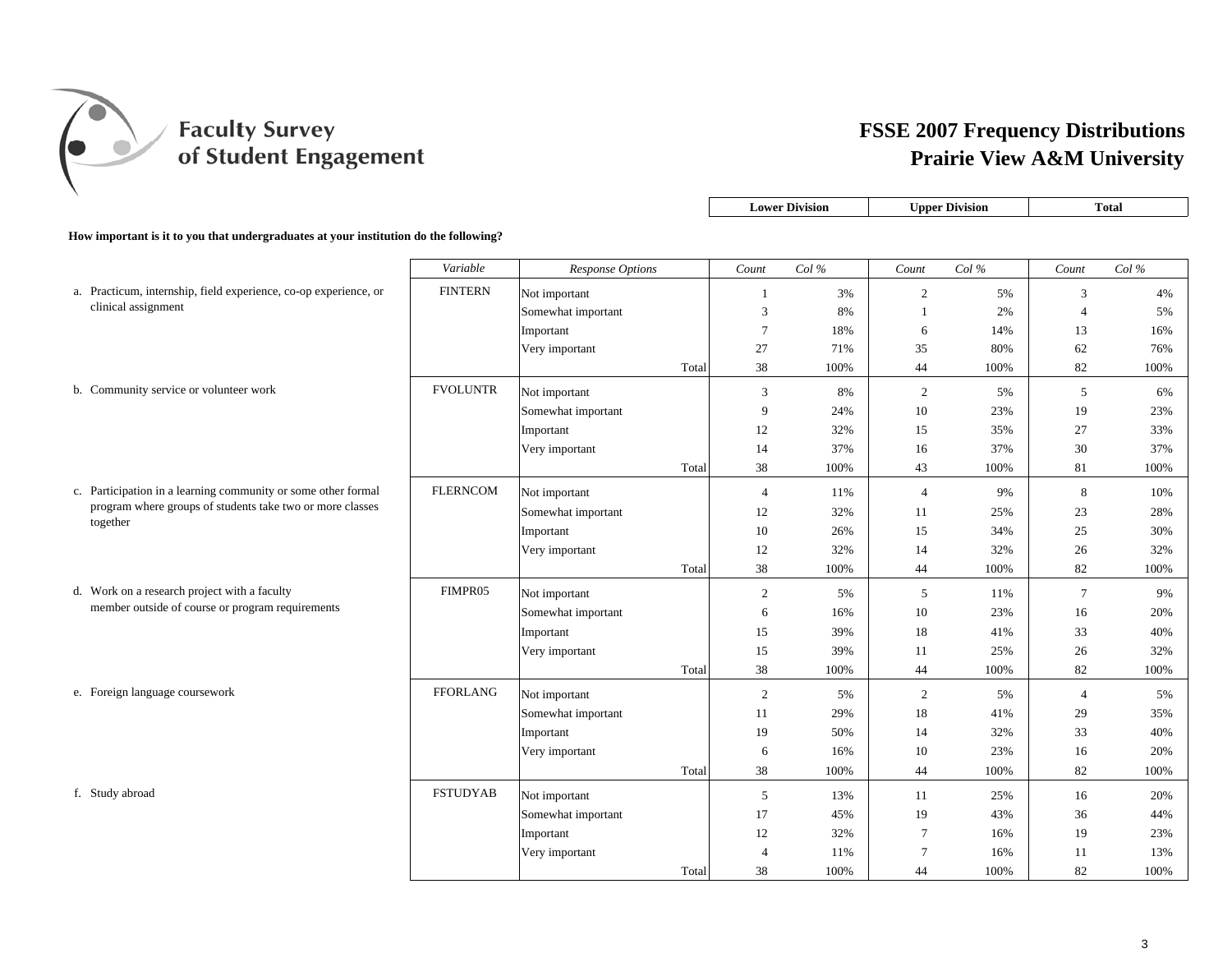# FSSE 2007 Frequency Distributions
## Prairie View A&M University

**How important is it to you that undergraduates at your institution do the following?**

| | Variable | Response Options | Lower Division Count | Lower Division Col % | Upper Division Count | Upper Division Col % | Total Count | Total Col % |
|---|---|---|---|---|---|---|---|---|
| a. Practicum, internship, field experience, co-op experience, or clinical assignment | FINTERN | Not important | 1 | 3% | 2 | 5% | 3 | 4% |
| | | Somewhat important | 3 | 8% | 1 | 2% | 4 | 5% |
| | | Important | 7 | 18% | 6 | 14% | 13 | 16% |
| | | Very important | 27 | 71% | 35 | 80% | 62 | 76% |
| | | Total | 38 | 100% | 44 | 100% | 82 | 100% |
| b. Community service or volunteer work | FVOLUNTR | Not important | 3 | 8% | 2 | 5% | 5 | 6% |
| | | Somewhat important | 9 | 24% | 10 | 23% | 19 | 23% |
| | | Important | 12 | 32% | 15 | 35% | 27 | 33% |
| | | Very important | 14 | 37% | 16 | 37% | 30 | 37% |
| | | Total | 38 | 100% | 43 | 100% | 81 | 100% |
| c. Participation in a learning community or some other formal program where groups of students take two or more classes together | FLERNCOM | Not important | 4 | 11% | 4 | 9% | 8 | 10% |
| | | Somewhat important | 12 | 32% | 11 | 25% | 23 | 28% |
| | | Important | 10 | 26% | 15 | 34% | 25 | 30% |
| | | Very important | 12 | 32% | 14 | 32% | 26 | 32% |
| | | Total | 38 | 100% | 44 | 100% | 82 | 100% |
| d. Work on a research project with a faculty member outside of course or program requirements | FIMPR05 | Not important | 2 | 5% | 5 | 11% | 7 | 9% |
| | | Somewhat important | 6 | 16% | 10 | 23% | 16 | 20% |
| | | Important | 15 | 39% | 18 | 41% | 33 | 40% |
| | | Very important | 15 | 39% | 11 | 25% | 26 | 32% |
| | | Total | 38 | 100% | 44 | 100% | 82 | 100% |
| e. Foreign language coursework | FFORLANG | Not important | 2 | 5% | 2 | 5% | 4 | 5% |
| | | Somewhat important | 11 | 29% | 18 | 41% | 29 | 35% |
| | | Important | 19 | 50% | 14 | 32% | 33 | 40% |
| | | Very important | 6 | 16% | 10 | 23% | 16 | 20% |
| | | Total | 38 | 100% | 44 | 100% | 82 | 100% |
| f. Study abroad | FSTUDYAB | Not important | 5 | 13% | 11 | 25% | 16 | 20% |
| | | Somewhat important | 17 | 45% | 19 | 43% | 36 | 44% |
| | | Important | 12 | 32% | 7 | 16% | 19 | 23% |
| | | Very important | 4 | 11% | 7 | 16% | 11 | 13% |
| | | Total | 38 | 100% | 44 | 100% | 82 | 100% |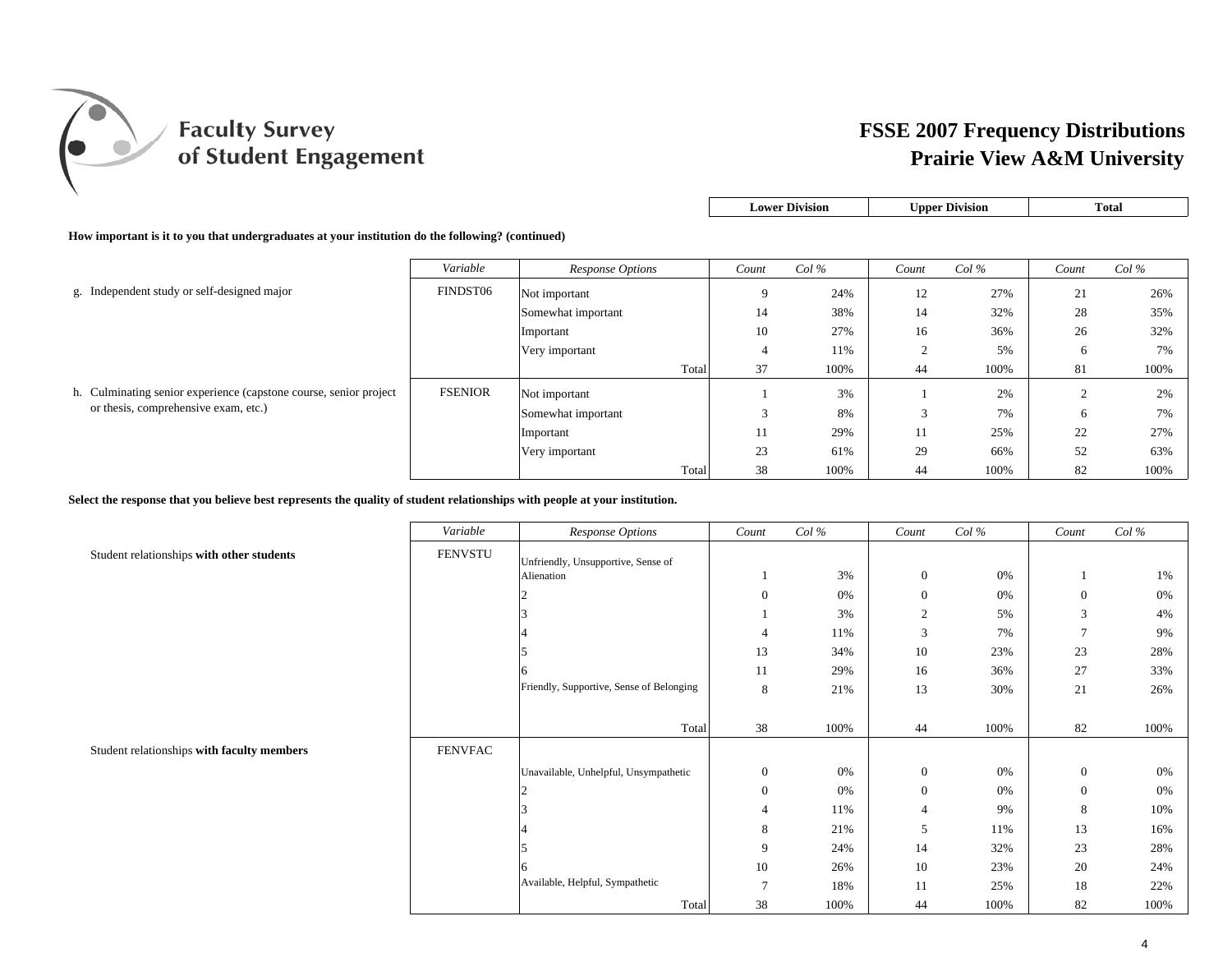# FSSE 2007 Frequency Distributions
## Prairie View A&M University

**How important is it to you that undergraduates at your institution do the following? (continued)**

| | Variable | Response Options | Lower Division Count | Lower Division Col % | Upper Division Count | Upper Division Col % | Total Count | Total Col % |
|---|---|---|---|---|---|---|---|---|
| g. Independent study or self-designed major | FINDST06 | Not important | 9 | 24% | 12 | 27% | 21 | 26% |
| | | Somewhat important | 14 | 38% | 14 | 32% | 28 | 35% |
| | | Important | 10 | 27% | 16 | 36% | 26 | 32% |
| | | Very important | 4 | 11% | 2 | 5% | 6 | 7% |
| | | Total | 37 | 100% | 44 | 100% | 81 | 100% |
| h. Culminating senior experience (capstone course, senior project or thesis, comprehensive exam, etc.) | FSENIOR | Not important | 1 | 3% | 1 | 2% | 2 | 2% |
| | | Somewhat important | 3 | 8% | 3 | 7% | 6 | 7% |
| | | Important | 11 | 29% | 11 | 25% | 22 | 27% |
| | | Very important | 23 | 61% | 29 | 66% | 52 | 63% |
| | | Total | 38 | 100% | 44 | 100% | 82 | 100% |

**Select the response that you believe best represents the quality of student relationships with people at your institution.**

| | Variable | Response Options | Lower Division Count | Lower Division Col % | Upper Division Count | Upper Division Col % | Total Count | Total Col % |
|---|---|---|---|---|---|---|---|---|
| Student relationships **with other students** | FENVSTU | Unfriendly, Unsupportive, Sense of Alienation | 1 | 3% | 0 | 0% | 1 | 1% |
| | | 2 | 0 | 0% | 0 | 0% | 0 | 0% |
| | | 3 | 1 | 3% | 2 | 5% | 3 | 4% |
| | | 4 | 4 | 11% | 3 | 7% | 7 | 9% |
| | | 5 | 13 | 34% | 10 | 23% | 23 | 28% |
| | | 6 | 11 | 29% | 16 | 36% | 27 | 33% |
| | | Friendly, Supportive, Sense of Belonging | 8 | 21% | 13 | 30% | 21 | 26% |
| | | Total | 38 | 100% | 44 | 100% | 82 | 100% |
| Student relationships **with faculty members** | FENVFAC | Unavailable, Unhelpful, Unsympathetic | 0 | 0% | 0 | 0% | 0 | 0% |
| | | 2 | 0 | 0% | 0 | 0% | 0 | 0% |
| | | 3 | 4 | 11% | 4 | 9% | 8 | 10% |
| | | 4 | 8 | 21% | 5 | 11% | 13 | 16% |
| | | 5 | 9 | 24% | 14 | 32% | 23 | 28% |
| | | 6 | 10 | 26% | 10 | 23% | 20 | 24% |
| | | Available, Helpful, Sympathetic | 7 | 18% | 11 | 25% | 18 | 22% |
| | | Total | 38 | 100% | 44 | 100% | 82 | 100% |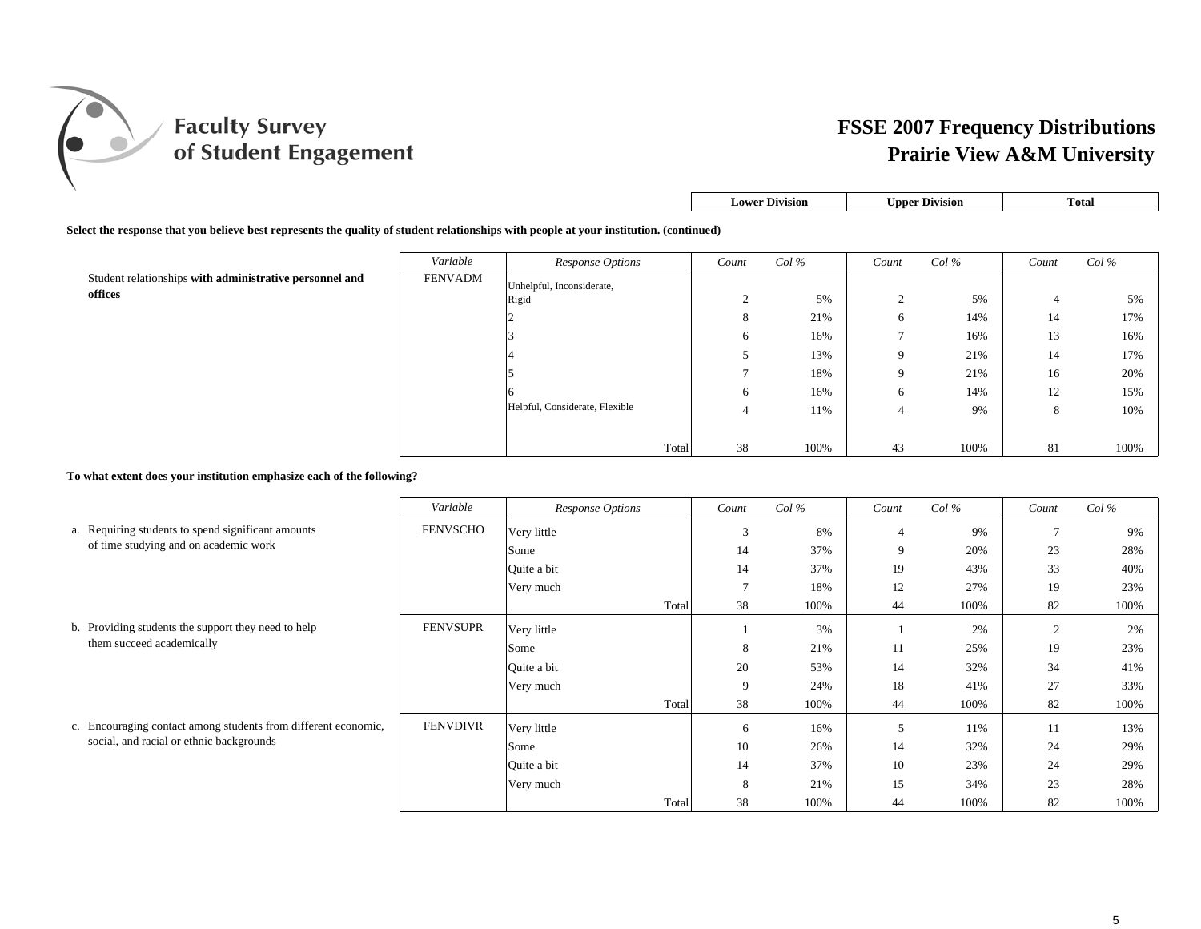# FSSE 2007 Frequency Distributions
## Prairie View A&M University

**Select the response that you believe best represents the quality of student relationships with people at your institution. (continued)**

| | Variable | Response Options | Lower Division Count | Lower Division Col % | Upper Division Count | Upper Division Col % | Total Count | Total Col % |
|---|---|---|---|---|---|---|---|---|
| Student relationships **with administrative personnel and offices** | FENVADM | Unhelpful, Inconsiderate, Rigid | 2 | 5% | 2 | 5% | 4 | 5% |
| | | 2 | 8 | 21% | 6 | 14% | 14 | 17% |
| | | 3 | 6 | 16% | 7 | 16% | 13 | 16% |
| | | 4 | 5 | 13% | 9 | 21% | 14 | 17% |
| | | 5 | 7 | 18% | 9 | 21% | 16 | 20% |
| | | 6 | 6 | 16% | 6 | 14% | 12 | 15% |
| | | Helpful, Considerate, Flexible | 4 | 11% | 4 | 9% | 8 | 10% |
| | | Total | 38 | 100% | 43 | 100% | 81 | 100% |

**To what extent does your institution emphasize each of the following?**

| | Variable | Response Options | Lower Division Count | Lower Division Col % | Upper Division Count | Upper Division Col % | Total Count | Total Col % |
|---|---|---|---|---|---|---|---|---|
| a. Requiring students to spend significant amounts of time studying and on academic work | FENVSCHO | Very little | 3 | 8% | 4 | 9% | 7 | 9% |
| | | Some | 14 | 37% | 9 | 20% | 23 | 28% |
| | | Quite a bit | 14 | 37% | 19 | 43% | 33 | 40% |
| | | Very much | 7 | 18% | 12 | 27% | 19 | 23% |
| | | Total | 38 | 100% | 44 | 100% | 82 | 100% |
| b. Providing students the support they need to help them succeed academically | FENVSUPR | Very little | 1 | 3% | 1 | 2% | 2 | 2% |
| | | Some | 8 | 21% | 11 | 25% | 19 | 23% |
| | | Quite a bit | 20 | 53% | 14 | 32% | 34 | 41% |
| | | Very much | 9 | 24% | 18 | 41% | 27 | 33% |
| | | Total | 38 | 100% | 44 | 100% | 82 | 100% |
| c. Encouraging contact among students from different economic, social, and racial or ethnic backgrounds | FENVDIVR | Very little | 6 | 16% | 5 | 11% | 11 | 13% |
| | | Some | 10 | 26% | 14 | 32% | 24 | 29% |
| | | Quite a bit | 14 | 37% | 10 | 23% | 24 | 29% |
| | | Very much | 8 | 21% | 15 | 34% | 23 | 28% |
| | | Total | 38 | 100% | 44 | 100% | 82 | 100% |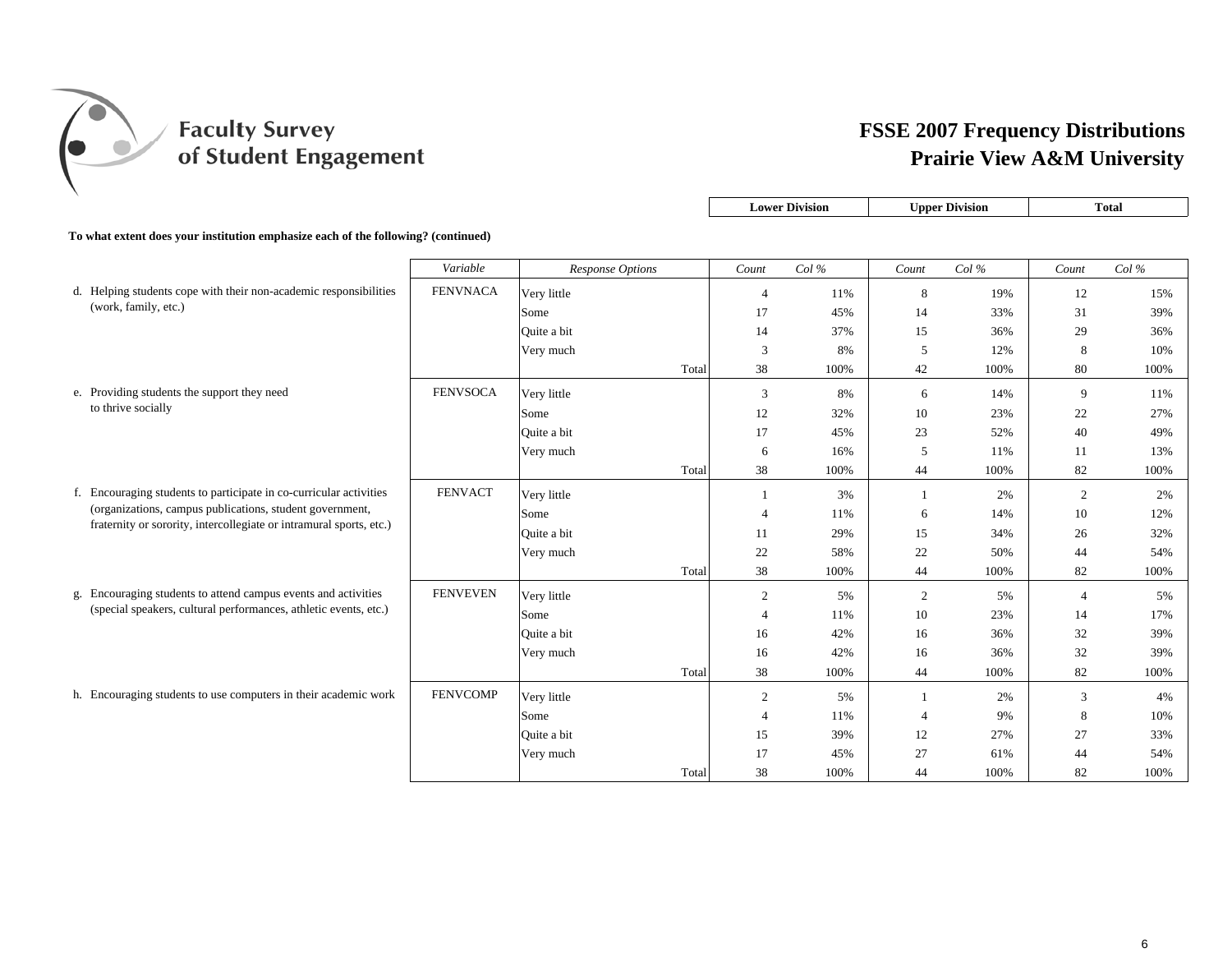# FSSE 2007 Frequency Distributions
## Prairie View A&M University

**To what extent does your institution emphasize each of the following? (continued)**

| | Variable | Response Options | Lower Division Count | Lower Division Col % | Upper Division Count | Upper Division Col % | Total Count | Total Col % |
|---|---|---|---|---|---|---|---|---|
| d. Helping students cope with their non-academic responsibilities (work, family, etc.) | FENVNACA | Very little | 4 | 11% | 8 | 19% | 12 | 15% |
| | | Some | 17 | 45% | 14 | 33% | 31 | 39% |
| | | Quite a bit | 14 | 37% | 15 | 36% | 29 | 36% |
| | | Very much | 3 | 8% | 5 | 12% | 8 | 10% |
| | | Total | 38 | 100% | 42 | 100% | 80 | 100% |
| e. Providing students the support they need to thrive socially | FENVSOCA | Very little | 3 | 8% | 6 | 14% | 9 | 11% |
| | | Some | 12 | 32% | 10 | 23% | 22 | 27% |
| | | Quite a bit | 17 | 45% | 23 | 52% | 40 | 49% |
| | | Very much | 6 | 16% | 5 | 11% | 11 | 13% |
| | | Total | 38 | 100% | 44 | 100% | 82 | 100% |
| f. Encouraging students to participate in co-curricular activities (organizations, campus publications, student government, fraternity or sorority, intercollegiate or intramural sports, etc.) | FENVACT | Very little | 1 | 3% | 1 | 2% | 2 | 2% |
| | | Some | 4 | 11% | 6 | 14% | 10 | 12% |
| | | Quite a bit | 11 | 29% | 15 | 34% | 26 | 32% |
| | | Very much | 22 | 58% | 22 | 50% | 44 | 54% |
| | | Total | 38 | 100% | 44 | 100% | 82 | 100% |
| g. Encouraging students to attend campus events and activities (special speakers, cultural performances, athletic events, etc.) | FENVEVEN | Very little | 2 | 5% | 2 | 5% | 4 | 5% |
| | | Some | 4 | 11% | 10 | 23% | 14 | 17% |
| | | Quite a bit | 16 | 42% | 16 | 36% | 32 | 39% |
| | | Very much | 16 | 42% | 16 | 36% | 32 | 39% |
| | | Total | 38 | 100% | 44 | 100% | 82 | 100% |
| h. Encouraging students to use computers in their academic work | FENVCOMP | Very little | 2 | 5% | 1 | 2% | 3 | 4% |
| | | Some | 4 | 11% | 4 | 9% | 8 | 10% |
| | | Quite a bit | 15 | 39% | 12 | 27% | 27 | 33% |
| | | Very much | 17 | 45% | 27 | 61% | 44 | 54% |
| | | Total | 38 | 100% | 44 | 100% | 82 | 100% |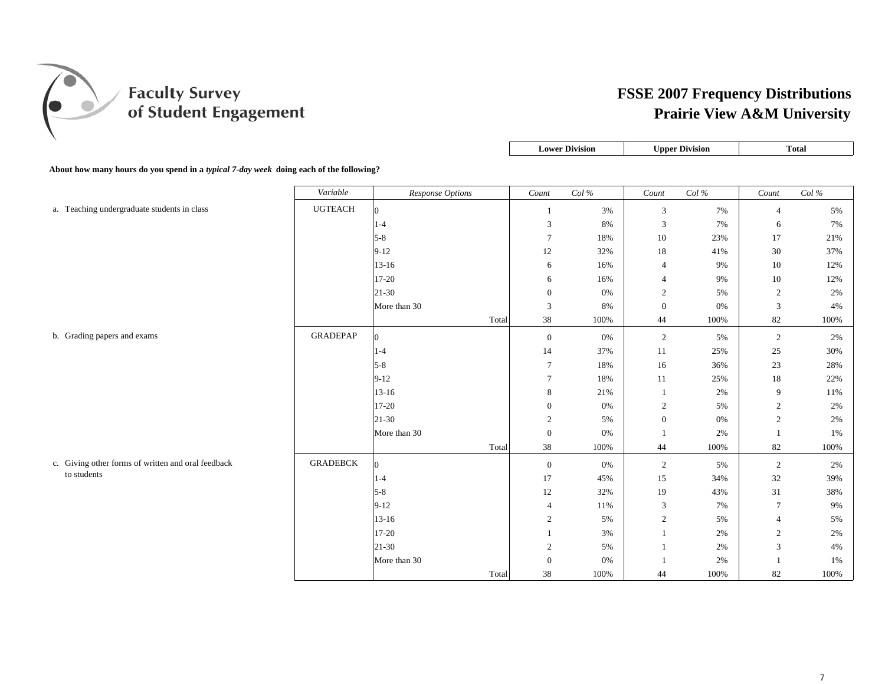# FSSE 2007 Frequency Distributions
## Prairie View A&M University

**About how many hours do you spend in a *typical 7-day week* doing each of the following?**

| Item | Variable | Response Options | Lower Division Count | Lower Division Col % | Upper Division Count | Upper Division Col % | Total Count | Total Col % |
|---|---|---|---|---|---|---|---|---|
| a. Teaching undergraduate students in class | UGTEACH | 0 | 1 | 3% | 3 | 7% | 4 | 5% |
| | | 1-4 | 3 | 8% | 3 | 7% | 6 | 7% |
| | | 5-8 | 7 | 18% | 10 | 23% | 17 | 21% |
| | | 9-12 | 12 | 32% | 18 | 41% | 30 | 37% |
| | | 13-16 | 6 | 16% | 4 | 9% | 10 | 12% |
| | | 17-20 | 6 | 16% | 4 | 9% | 10 | 12% |
| | | 21-30 | 0 | 0% | 2 | 5% | 2 | 2% |
| | | More than 30 | 3 | 8% | 0 | 0% | 3 | 4% |
| | | Total | 38 | 100% | 44 | 100% | 82 | 100% |
| b. Grading papers and exams | GRADEPAP | 0 | 0 | 0% | 2 | 5% | 2 | 2% |
| | | 1-4 | 14 | 37% | 11 | 25% | 25 | 30% |
| | | 5-8 | 7 | 18% | 16 | 36% | 23 | 28% |
| | | 9-12 | 7 | 18% | 11 | 25% | 18 | 22% |
| | | 13-16 | 8 | 21% | 1 | 2% | 9 | 11% |
| | | 17-20 | 0 | 0% | 2 | 5% | 2 | 2% |
| | | 21-30 | 2 | 5% | 0 | 0% | 2 | 2% |
| | | More than 30 | 0 | 0% | 1 | 2% | 1 | 1% |
| | | Total | 38 | 100% | 44 | 100% | 82 | 100% |
| c. Giving other forms of written and oral feedback to students | GRADEBCK | 0 | 0 | 0% | 2 | 5% | 2 | 2% |
| | | 1-4 | 17 | 45% | 15 | 34% | 32 | 39% |
| | | 5-8 | 12 | 32% | 19 | 43% | 31 | 38% |
| | | 9-12 | 4 | 11% | 3 | 7% | 7 | 9% |
| | | 13-16 | 2 | 5% | 2 | 5% | 4 | 5% |
| | | 17-20 | 1 | 3% | 1 | 2% | 2 | 2% |
| | | 21-30 | 2 | 5% | 1 | 2% | 3 | 4% |
| | | More than 30 | 0 | 0% | 1 | 2% | 1 | 1% |
| | | Total | 38 | 100% | 44 | 100% | 82 | 100% |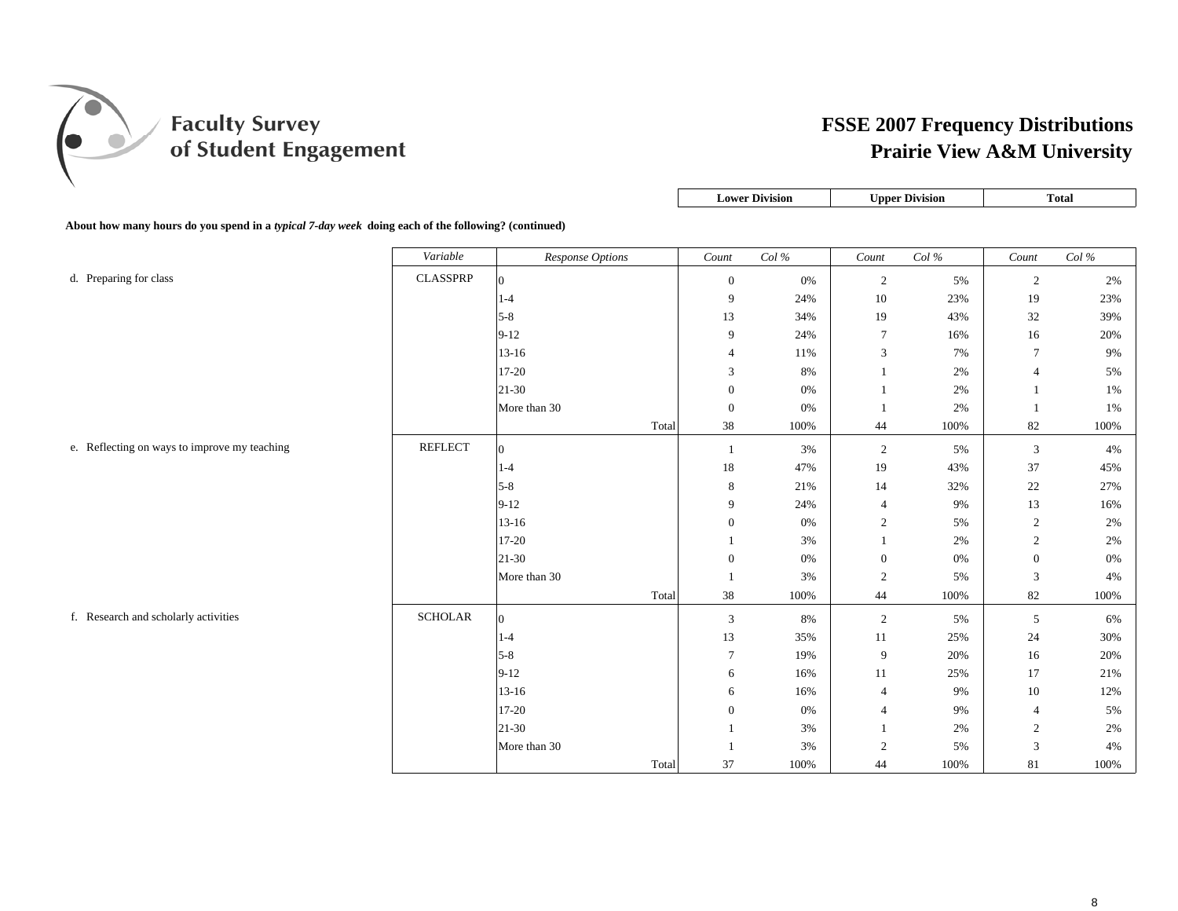# FSSE 2007 Frequency Distributions
## Prairie View A&M University

**About how many hours do you spend in a *typical 7-day week* doing each of the following? (continued)**

| | Variable | Response Options | Lower Division Count | Lower Division Col % | Upper Division Count | Upper Division Col % | Total Count | Total Col % |
|---|---|---|---|---|---|---|---|---|
| d. Preparing for class | CLASSPRP | 0 | 0 | 0% | 2 | 5% | 2 | 2% |
| | | 1-4 | 9 | 24% | 10 | 23% | 19 | 23% |
| | | 5-8 | 13 | 34% | 19 | 43% | 32 | 39% |
| | | 9-12 | 9 | 24% | 7 | 16% | 16 | 20% |
| | | 13-16 | 4 | 11% | 3 | 7% | 7 | 9% |
| | | 17-20 | 3 | 8% | 1 | 2% | 4 | 5% |
| | | 21-30 | 0 | 0% | 1 | 2% | 1 | 1% |
| | | More than 30 | 0 | 0% | 1 | 2% | 1 | 1% |
| | | Total | 38 | 100% | 44 | 100% | 82 | 100% |
| e. Reflecting on ways to improve my teaching | REFLECT | 0 | 1 | 3% | 2 | 5% | 3 | 4% |
| | | 1-4 | 18 | 47% | 19 | 43% | 37 | 45% |
| | | 5-8 | 8 | 21% | 14 | 32% | 22 | 27% |
| | | 9-12 | 9 | 24% | 4 | 9% | 13 | 16% |
| | | 13-16 | 0 | 0% | 2 | 5% | 2 | 2% |
| | | 17-20 | 1 | 3% | 1 | 2% | 2 | 2% |
| | | 21-30 | 0 | 0% | 0 | 0% | 0 | 0% |
| | | More than 30 | 1 | 3% | 2 | 5% | 3 | 4% |
| | | Total | 38 | 100% | 44 | 100% | 82 | 100% |
| f. Research and scholarly activities | SCHOLAR | 0 | 3 | 8% | 2 | 5% | 5 | 6% |
| | | 1-4 | 13 | 35% | 11 | 25% | 24 | 30% |
| | | 5-8 | 7 | 19% | 9 | 20% | 16 | 20% |
| | | 9-12 | 6 | 16% | 11 | 25% | 17 | 21% |
| | | 13-16 | 6 | 16% | 4 | 9% | 10 | 12% |
| | | 17-20 | 0 | 0% | 4 | 9% | 4 | 5% |
| | | 21-30 | 1 | 3% | 1 | 2% | 2 | 2% |
| | | More than 30 | 1 | 3% | 2 | 5% | 3 | 4% |
| | | Total | 37 | 100% | 44 | 100% | 81 | 100% |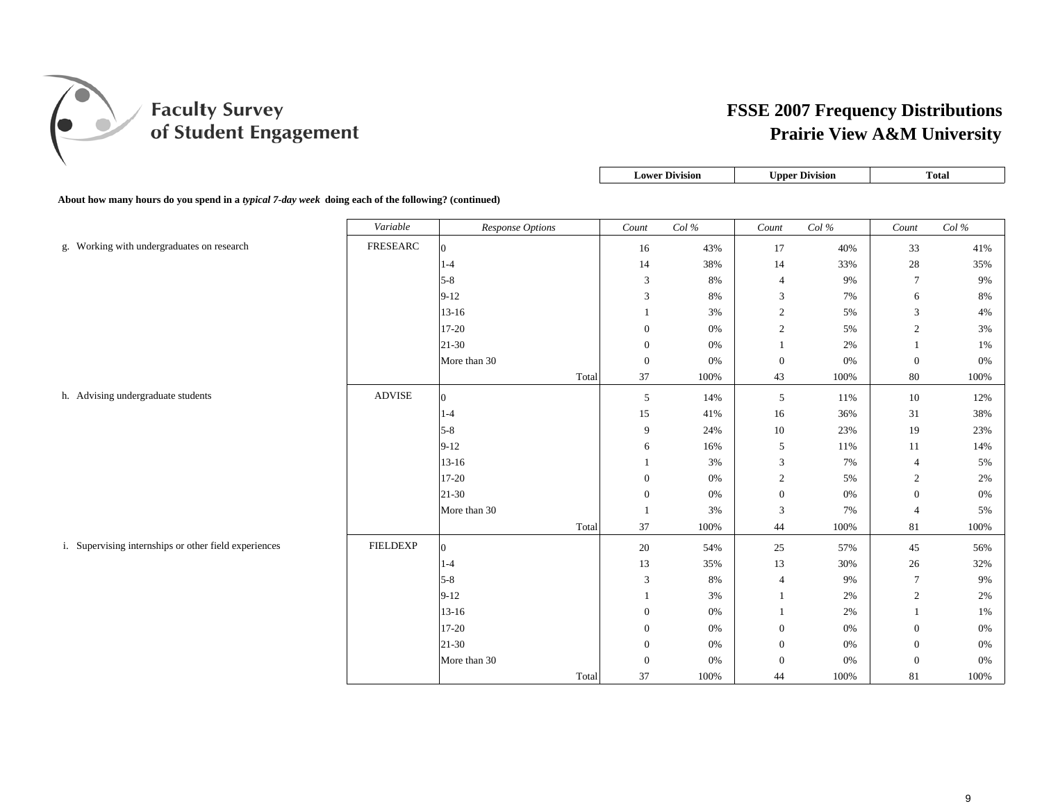# FSSE 2007 Frequency Distributions
## Prairie View A&M University

**About how many hours do you spend in a *typical 7-day week* doing each of the following? (continued)**

| | Variable | Response Options | Lower Division Count | Lower Division Col % | Upper Division Count | Upper Division Col % | Total Count | Total Col % |
|---|---|---|---|---|---|---|---|---|
| g. Working with undergraduates on research | FRESEARC | 0 | 16 | 43% | 17 | 40% | 33 | 41% |
| | | 1-4 | 14 | 38% | 14 | 33% | 28 | 35% |
| | | 5-8 | 3 | 8% | 4 | 9% | 7 | 9% |
| | | 9-12 | 3 | 8% | 3 | 7% | 6 | 8% |
| | | 13-16 | 1 | 3% | 2 | 5% | 3 | 4% |
| | | 17-20 | 0 | 0% | 2 | 5% | 2 | 3% |
| | | 21-30 | 0 | 0% | 1 | 2% | 1 | 1% |
| | | More than 30 | 0 | 0% | 0 | 0% | 0 | 0% |
| | | Total | 37 | 100% | 43 | 100% | 80 | 100% |
| h. Advising undergraduate students | ADVISE | 0 | 5 | 14% | 5 | 11% | 10 | 12% |
| | | 1-4 | 15 | 41% | 16 | 36% | 31 | 38% |
| | | 5-8 | 9 | 24% | 10 | 23% | 19 | 23% |
| | | 9-12 | 6 | 16% | 5 | 11% | 11 | 14% |
| | | 13-16 | 1 | 3% | 3 | 7% | 4 | 5% |
| | | 17-20 | 0 | 0% | 2 | 5% | 2 | 2% |
| | | 21-30 | 0 | 0% | 0 | 0% | 0 | 0% |
| | | More than 30 | 1 | 3% | 3 | 7% | 4 | 5% |
| | | Total | 37 | 100% | 44 | 100% | 81 | 100% |
| i. Supervising internships or other field experiences | FIELDEXP | 0 | 20 | 54% | 25 | 57% | 45 | 56% |
| | | 1-4 | 13 | 35% | 13 | 30% | 26 | 32% |
| | | 5-8 | 3 | 8% | 4 | 9% | 7 | 9% |
| | | 9-12 | 1 | 3% | 1 | 2% | 2 | 2% |
| | | 13-16 | 0 | 0% | 1 | 2% | 1 | 1% |
| | | 17-20 | 0 | 0% | 0 | 0% | 0 | 0% |
| | | 21-30 | 0 | 0% | 0 | 0% | 0 | 0% |
| | | More than 30 | 0 | 0% | 0 | 0% | 0 | 0% |
| | | Total | 37 | 100% | 44 | 100% | 81 | 100% |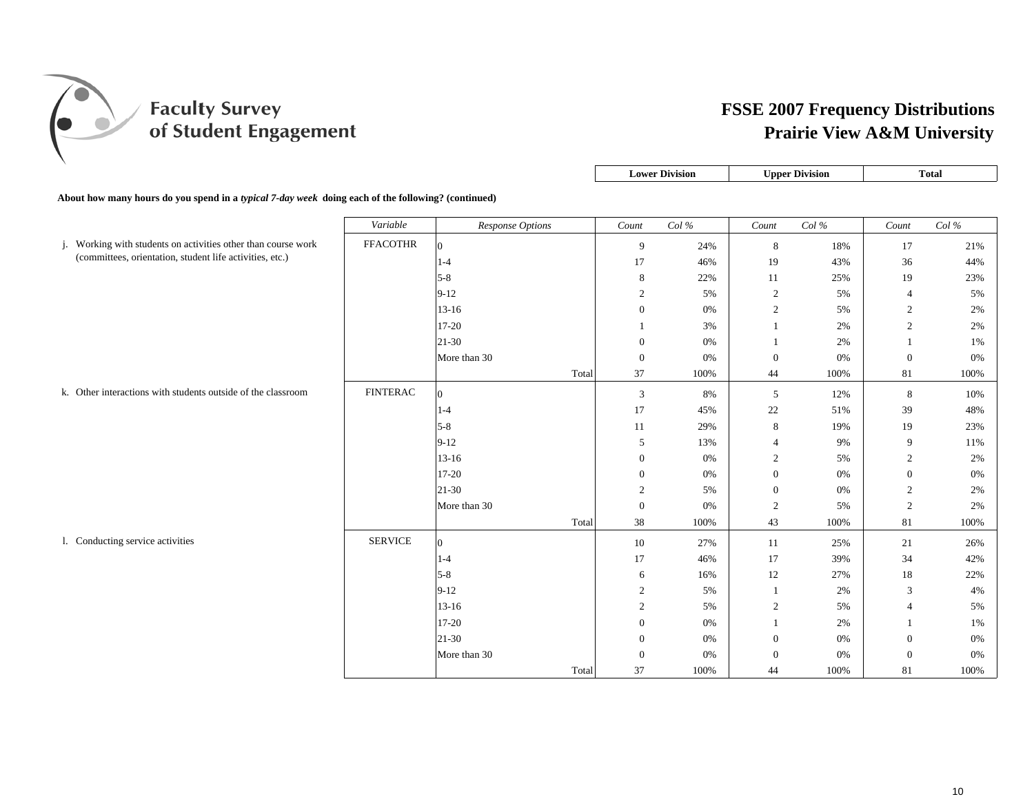# FSSE 2007 Frequency Distributions
## Prairie View A&M University

**About how many hours do you spend in a *typical 7-day week* doing each of the following? (continued)**

| | Variable | Response Options | Lower Division Count | Lower Division Col % | Upper Division Count | Upper Division Col % | Total Count | Total Col % |
|---|---|---|---|---|---|---|---|---|
| j. Working with students on activities other than course work (committees, orientation, student life activities, etc.) | FFACOTHR | 0 | 9 | 24% | 8 | 18% | 17 | 21% |
| | | 1-4 | 17 | 46% | 19 | 43% | 36 | 44% |
| | | 5-8 | 8 | 22% | 11 | 25% | 19 | 23% |
| | | 9-12 | 2 | 5% | 2 | 5% | 4 | 5% |
| | | 13-16 | 0 | 0% | 2 | 5% | 2 | 2% |
| | | 17-20 | 1 | 3% | 1 | 2% | 2 | 2% |
| | | 21-30 | 0 | 0% | 1 | 2% | 1 | 1% |
| | | More than 30 | 0 | 0% | 0 | 0% | 0 | 0% |
| | | Total | 37 | 100% | 44 | 100% | 81 | 100% |
| k. Other interactions with students outside of the classroom | FINTERAC | 0 | 3 | 8% | 5 | 12% | 8 | 10% |
| | | 1-4 | 17 | 45% | 22 | 51% | 39 | 48% |
| | | 5-8 | 11 | 29% | 8 | 19% | 19 | 23% |
| | | 9-12 | 5 | 13% | 4 | 9% | 9 | 11% |
| | | 13-16 | 0 | 0% | 2 | 5% | 2 | 2% |
| | | 17-20 | 0 | 0% | 0 | 0% | 0 | 0% |
| | | 21-30 | 2 | 5% | 0 | 0% | 2 | 2% |
| | | More than 30 | 0 | 0% | 2 | 5% | 2 | 2% |
| | | Total | 38 | 100% | 43 | 100% | 81 | 100% |
| l. Conducting service activities | SERVICE | 0 | 10 | 27% | 11 | 25% | 21 | 26% |
| | | 1-4 | 17 | 46% | 17 | 39% | 34 | 42% |
| | | 5-8 | 6 | 16% | 12 | 27% | 18 | 22% |
| | | 9-12 | 2 | 5% | 1 | 2% | 3 | 4% |
| | | 13-16 | 2 | 5% | 2 | 5% | 4 | 5% |
| | | 17-20 | 0 | 0% | 1 | 2% | 1 | 1% |
| | | 21-30 | 0 | 0% | 0 | 0% | 0 | 0% |
| | | More than 30 | 0 | 0% | 0 | 0% | 0 | 0% |
| | | Total | 37 | 100% | 44 | 100% | 81 | 100% |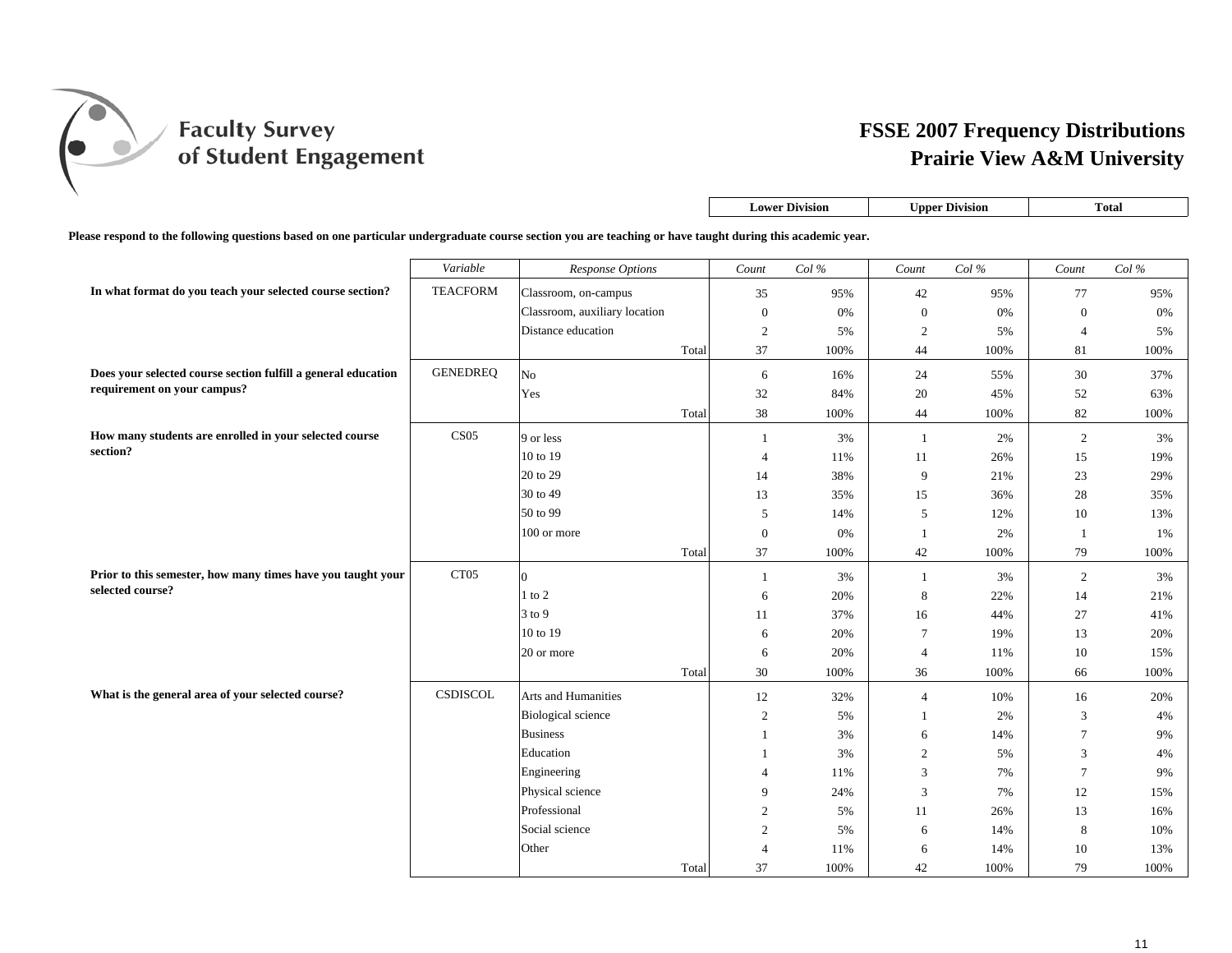# FSSE 2007 Frequency Distributions
## Prairie View A&M University

**Please respond to the following questions based on one particular undergraduate course section you are teaching or have taught during this academic year.**

| Question | Variable | Response Options | Lower Division Count | Lower Division Col % | Upper Division Count | Upper Division Col % | Total Count | Total Col % |
|---|---|---|---|---|---|---|---|---|
| **In what format do you teach your selected course section?** | TEACFORM | Classroom, on-campus | 35 | 95% | 42 | 95% | 77 | 95% |
| | | Classroom, auxiliary location | 0 | 0% | 0 | 0% | 0 | 0% |
| | | Distance education | 2 | 5% | 2 | 5% | 4 | 5% |
| | | Total | 37 | 100% | 44 | 100% | 81 | 100% |
| **Does your selected course section fulfill a general education requirement on your campus?** | GENEDREQ | No | 6 | 16% | 24 | 55% | 30 | 37% |
| | | Yes | 32 | 84% | 20 | 45% | 52 | 63% |
| | | Total | 38 | 100% | 44 | 100% | 82 | 100% |
| **How many students are enrolled in your selected course section?** | CS05 | 9 or less | 1 | 3% | 1 | 2% | 2 | 3% |
| | | 10 to 19 | 4 | 11% | 11 | 26% | 15 | 19% |
| | | 20 to 29 | 14 | 38% | 9 | 21% | 23 | 29% |
| | | 30 to 49 | 13 | 35% | 15 | 36% | 28 | 35% |
| | | 50 to 99 | 5 | 14% | 5 | 12% | 10 | 13% |
| | | 100 or more | 0 | 0% | 1 | 2% | 1 | 1% |
| | | Total | 37 | 100% | 42 | 100% | 79 | 100% |
| **Prior to this semester, how many times have you taught your selected course?** | CT05 | 0 | 1 | 3% | 1 | 3% | 2 | 3% |
| | | 1 to 2 | 6 | 20% | 8 | 22% | 14 | 21% |
| | | 3 to 9 | 11 | 37% | 16 | 44% | 27 | 41% |
| | | 10 to 19 | 6 | 20% | 7 | 19% | 13 | 20% |
| | | 20 or more | 6 | 20% | 4 | 11% | 10 | 15% |
| | | Total | 30 | 100% | 36 | 100% | 66 | 100% |
| **What is the general area of your selected course?** | CSDISCOL | Arts and Humanities | 12 | 32% | 4 | 10% | 16 | 20% |
| | | Biological science | 2 | 5% | 1 | 2% | 3 | 4% |
| | | Business | 1 | 3% | 6 | 14% | 7 | 9% |
| | | Education | 1 | 3% | 2 | 5% | 3 | 4% |
| | | Engineering | 4 | 11% | 3 | 7% | 7 | 9% |
| | | Physical science | 9 | 24% | 3 | 7% | 12 | 15% |
| | | Professional | 2 | 5% | 11 | 26% | 13 | 16% |
| | | Social science | 2 | 5% | 6 | 14% | 8 | 10% |
| | | Other | 4 | 11% | 6 | 14% | 10 | 13% |
| | | Total | 37 | 100% | 42 | 100% | 79 | 100% |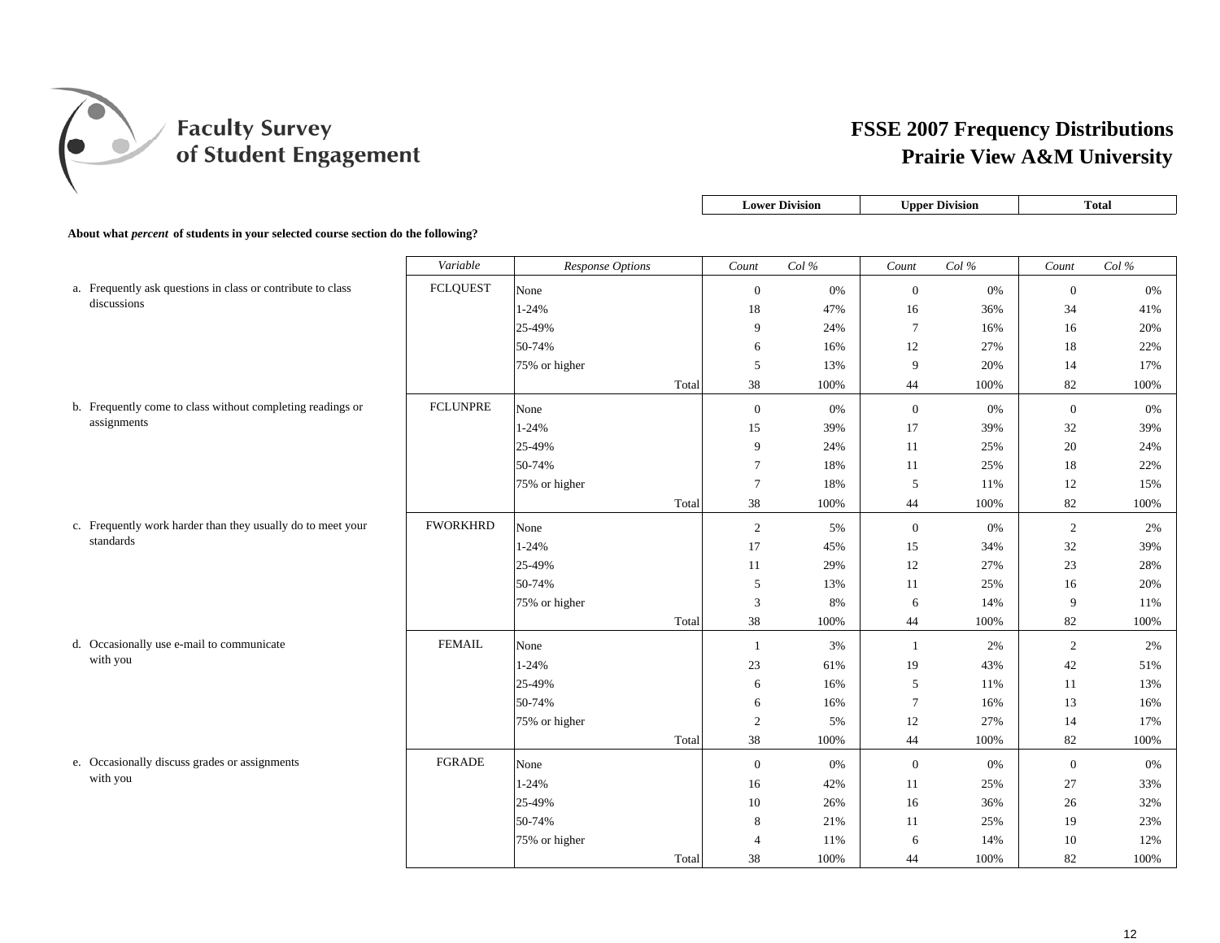# Faculty Survey of Student Engagement

## FSSE 2007 Frequency Distributions
## Prairie View A&M University

**About what *percent* of students in your selected course section do the following?**

| | Variable | Response Options | Lower Division Count | Lower Division Col % | Upper Division Count | Upper Division Col % | Total Count | Total Col % |
|---|---|---|---|---|---|---|---|---|
| a. Frequently ask questions in class or contribute to class discussions | FCLQUEST | None | 0 | 0% | 0 | 0% | 0 | 0% |
| | | 1-24% | 18 | 47% | 16 | 36% | 34 | 41% |
| | | 25-49% | 9 | 24% | 7 | 16% | 16 | 20% |
| | | 50-74% | 6 | 16% | 12 | 27% | 18 | 22% |
| | | 75% or higher | 5 | 13% | 9 | 20% | 14 | 17% |
| | | Total | 38 | 100% | 44 | 100% | 82 | 100% |
| b. Frequently come to class without completing readings or assignments | FCLUNPRE | None | 0 | 0% | 0 | 0% | 0 | 0% |
| | | 1-24% | 15 | 39% | 17 | 39% | 32 | 39% |
| | | 25-49% | 9 | 24% | 11 | 25% | 20 | 24% |
| | | 50-74% | 7 | 18% | 11 | 25% | 18 | 22% |
| | | 75% or higher | 7 | 18% | 5 | 11% | 12 | 15% |
| | | Total | 38 | 100% | 44 | 100% | 82 | 100% |
| c. Frequently work harder than they usually do to meet your standards | FWORKHRD | None | 2 | 5% | 0 | 0% | 2 | 2% |
| | | 1-24% | 17 | 45% | 15 | 34% | 32 | 39% |
| | | 25-49% | 11 | 29% | 12 | 27% | 23 | 28% |
| | | 50-74% | 5 | 13% | 11 | 25% | 16 | 20% |
| | | 75% or higher | 3 | 8% | 6 | 14% | 9 | 11% |
| | | Total | 38 | 100% | 44 | 100% | 82 | 100% |
| d. Occasionally use e-mail to communicate with you | FEMAIL | None | 1 | 3% | 1 | 2% | 2 | 2% |
| | | 1-24% | 23 | 61% | 19 | 43% | 42 | 51% |
| | | 25-49% | 6 | 16% | 5 | 11% | 11 | 13% |
| | | 50-74% | 6 | 16% | 7 | 16% | 13 | 16% |
| | | 75% or higher | 2 | 5% | 12 | 27% | 14 | 17% |
| | | Total | 38 | 100% | 44 | 100% | 82 | 100% |
| e. Occasionally discuss grades or assignments with you | FGRADE | None | 0 | 0% | 0 | 0% | 0 | 0% |
| | | 1-24% | 16 | 42% | 11 | 25% | 27 | 33% |
| | | 25-49% | 10 | 26% | 16 | 36% | 26 | 32% |
| | | 50-74% | 8 | 21% | 11 | 25% | 19 | 23% |
| | | 75% or higher | 4 | 11% | 6 | 14% | 10 | 12% |
| | | Total | 38 | 100% | 44 | 100% | 82 | 100% |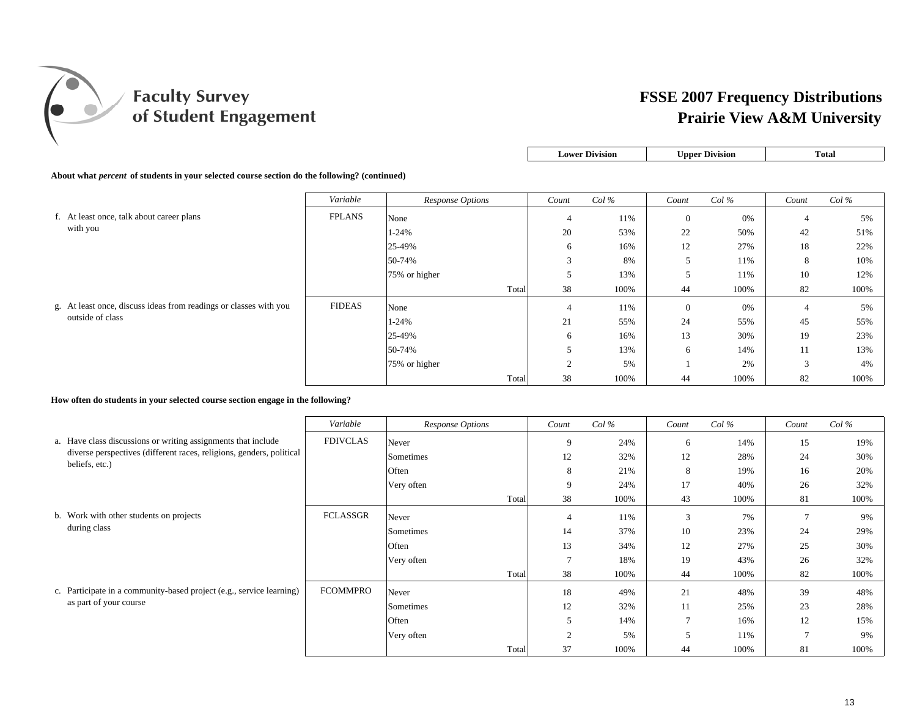# Faculty Survey of Student Engagement

## FSSE 2007 Frequency Distributions
## Prairie View A&M University

**About what *percent* of students in your selected course section do the following? (continued)**

| | Variable | Response Options | Lower Division Count | Lower Division Col % | Upper Division Count | Upper Division Col % | Total Count | Total Col % |
|---|---|---|---|---|---|---|---|---|
| f. At least once, talk about career plans with you | FPLANS | None | 4 | 11% | 0 | 0% | 4 | 5% |
| | | 1-24% | 20 | 53% | 22 | 50% | 42 | 51% |
| | | 25-49% | 6 | 16% | 12 | 27% | 18 | 22% |
| | | 50-74% | 3 | 8% | 5 | 11% | 8 | 10% |
| | | 75% or higher | 5 | 13% | 5 | 11% | 10 | 12% |
| | | Total | 38 | 100% | 44 | 100% | 82 | 100% |
| g. At least once, discuss ideas from readings or classes with you outside of class | FIDEAS | None | 4 | 11% | 0 | 0% | 4 | 5% |
| | | 1-24% | 21 | 55% | 24 | 55% | 45 | 55% |
| | | 25-49% | 6 | 16% | 13 | 30% | 19 | 23% |
| | | 50-74% | 5 | 13% | 6 | 14% | 11 | 13% |
| | | 75% or higher | 2 | 5% | 1 | 2% | 3 | 4% |
| | | Total | 38 | 100% | 44 | 100% | 82 | 100% |

**How often do students in your selected course section engage in the following?**

| | Variable | Response Options | Lower Division Count | Lower Division Col % | Upper Division Count | Upper Division Col % | Total Count | Total Col % |
|---|---|---|---|---|---|---|---|---|
| a. Have class discussions or writing assignments that include diverse perspectives (different races, religions, genders, political beliefs, etc.) | FDIVCLAS | Never | 9 | 24% | 6 | 14% | 15 | 19% |
| | | Sometimes | 12 | 32% | 12 | 28% | 24 | 30% |
| | | Often | 8 | 21% | 8 | 19% | 16 | 20% |
| | | Very often | 9 | 24% | 17 | 40% | 26 | 32% |
| | | Total | 38 | 100% | 43 | 100% | 81 | 100% |
| b. Work with other students on projects during class | FCLASSGR | Never | 4 | 11% | 3 | 7% | 7 | 9% |
| | | Sometimes | 14 | 37% | 10 | 23% | 24 | 29% |
| | | Often | 13 | 34% | 12 | 27% | 25 | 30% |
| | | Very often | 7 | 18% | 19 | 43% | 26 | 32% |
| | | Total | 38 | 100% | 44 | 100% | 82 | 100% |
| c. Participate in a community-based project (e.g., service learning) as part of your course | FCOMMPRO | Never | 18 | 49% | 21 | 48% | 39 | 48% |
| | | Sometimes | 12 | 32% | 11 | 25% | 23 | 28% |
| | | Often | 5 | 14% | 7 | 16% | 12 | 15% |
| | | Very often | 2 | 5% | 5 | 11% | 7 | 9% |
| | | Total | 37 | 100% | 44 | 100% | 81 | 100% |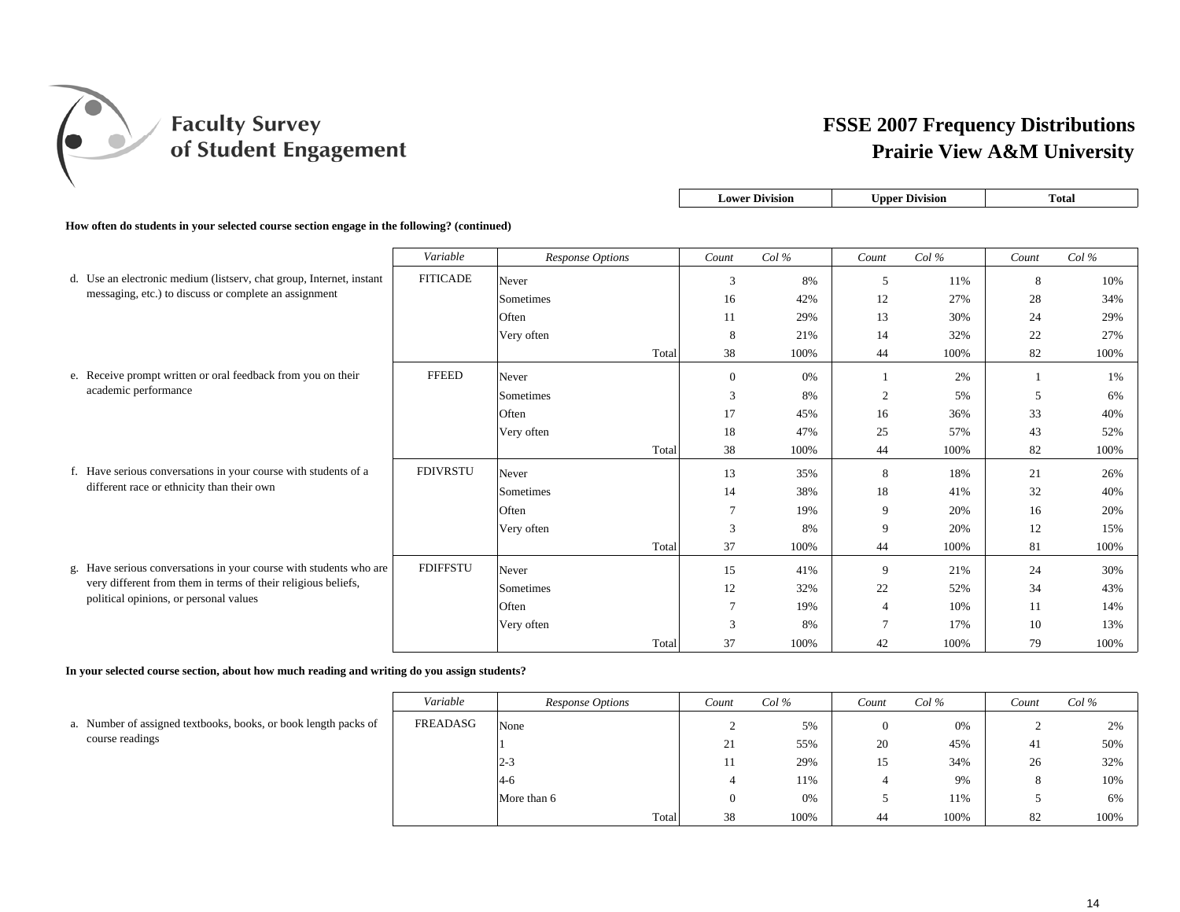## FSSE 2007 Frequency Distributions
## Prairie View A&M University

**How often do students in your selected course section engage in the following? (continued)**

| | Variable | Response Options | Lower Division Count | Lower Division Col % | Upper Division Count | Upper Division Col % | Total Count | Total Col % |
|---|---|---|---|---|---|---|---|---|
| d. Use an electronic medium (listserv, chat group, Internet, instant messaging, etc.) to discuss or complete an assignment | FITICADE | Never | 3 | 8% | 5 | 11% | 8 | 10% |
| | | Sometimes | 16 | 42% | 12 | 27% | 28 | 34% |
| | | Often | 11 | 29% | 13 | 30% | 24 | 29% |
| | | Very often | 8 | 21% | 14 | 32% | 22 | 27% |
| | | Total | 38 | 100% | 44 | 100% | 82 | 100% |
| e. Receive prompt written or oral feedback from you on their academic performance | FFEED | Never | 0 | 0% | 1 | 2% | 1 | 1% |
| | | Sometimes | 3 | 8% | 2 | 5% | 5 | 6% |
| | | Often | 17 | 45% | 16 | 36% | 33 | 40% |
| | | Very often | 18 | 47% | 25 | 57% | 43 | 52% |
| | | Total | 38 | 100% | 44 | 100% | 82 | 100% |
| f. Have serious conversations in your course with students of a different race or ethnicity than their own | FDIVRSTU | Never | 13 | 35% | 8 | 18% | 21 | 26% |
| | | Sometimes | 14 | 38% | 18 | 41% | 32 | 40% |
| | | Often | 7 | 19% | 9 | 20% | 16 | 20% |
| | | Very often | 3 | 8% | 9 | 20% | 12 | 15% |
| | | Total | 37 | 100% | 44 | 100% | 81 | 100% |
| g. Have serious conversations in your course with students who are very different from them in terms of their religious beliefs, political opinions, or personal values | FDIFFSTU | Never | 15 | 41% | 9 | 21% | 24 | 30% |
| | | Sometimes | 12 | 32% | 22 | 52% | 34 | 43% |
| | | Often | 7 | 19% | 4 | 10% | 11 | 14% |
| | | Very often | 3 | 8% | 7 | 17% | 10 | 13% |
| | | Total | 37 | 100% | 42 | 100% | 79 | 100% |

**In your selected course section, about how much reading and writing do you assign students?**

| | Variable | Response Options | Lower Division Count | Lower Division Col % | Upper Division Count | Upper Division Col % | Total Count | Total Col % |
|---|---|---|---|---|---|---|---|---|
| a. Number of assigned textbooks, books, or book length packs of course readings | FREADASG | None | 2 | 5% | 0 | 0% | 2 | 2% |
| | | 1 | 21 | 55% | 20 | 45% | 41 | 50% |
| | | 2-3 | 11 | 29% | 15 | 34% | 26 | 32% |
| | | 4-6 | 4 | 11% | 4 | 9% | 8 | 10% |
| | | More than 6 | 0 | 0% | 5 | 11% | 5 | 6% |
| | | Total | 38 | 100% | 44 | 100% | 82 | 100% |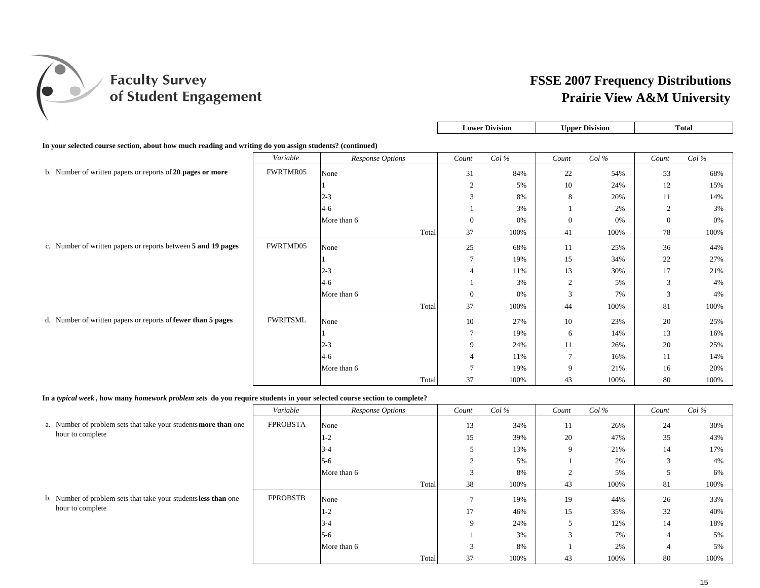# FSSE 2007 Frequency Distributions
## Prairie View A&M University

**In your selected course section, about how much reading and writing do you assign students? (continued)**

| | *Variable* | *Response Options* | Lower Division *Count* | Lower Division *Col %* | Upper Division *Count* | Upper Division *Col %* | Total *Count* | Total *Col %* |
|---|---|---|---|---|---|---|---|---|
| b. Number of written papers or reports of **20 pages or more** | FWRTMR05 | None | 31 | 84% | 22 | 54% | 53 | 68% |
| | | 1 | 2 | 5% | 10 | 24% | 12 | 15% |
| | | 2-3 | 3 | 8% | 8 | 20% | 11 | 14% |
| | | 4-6 | 1 | 3% | 1 | 2% | 2 | 3% |
| | | More than 6 | 0 | 0% | 0 | 0% | 0 | 0% |
| | | Total | 37 | 100% | 41 | 100% | 78 | 100% |
| c. Number of written papers or reports between **5 and 19 pages** | FWRTMD05 | None | 25 | 68% | 11 | 25% | 36 | 44% |
| | | 1 | 7 | 19% | 15 | 34% | 22 | 27% |
| | | 2-3 | 4 | 11% | 13 | 30% | 17 | 21% |
| | | 4-6 | 1 | 3% | 2 | 5% | 3 | 4% |
| | | More than 6 | 0 | 0% | 3 | 7% | 3 | 4% |
| | | Total | 37 | 100% | 44 | 100% | 81 | 100% |
| d. Number of written papers or reports of **fewer than 5 pages** | FWRITSML | None | 10 | 27% | 10 | 23% | 20 | 25% |
| | | 1 | 7 | 19% | 6 | 14% | 13 | 16% |
| | | 2-3 | 9 | 24% | 11 | 26% | 20 | 25% |
| | | 4-6 | 4 | 11% | 7 | 16% | 11 | 14% |
| | | More than 6 | 7 | 19% | 9 | 21% | 16 | 20% |
| | | Total | 37 | 100% | 43 | 100% | 80 | 100% |

**In a *typical week*, how many *homework problem sets* do you require students in your selected course section to complete?**

| | *Variable* | *Response Options* | Lower Division *Count* | Lower Division *Col %* | Upper Division *Count* | Upper Division *Col %* | Total *Count* | Total *Col %* |
|---|---|---|---|---|---|---|---|---|
| a. Number of problem sets that take your students **more than** one hour to complete | FPROBSTA | None | 13 | 34% | 11 | 26% | 24 | 30% |
| | | 1-2 | 15 | 39% | 20 | 47% | 35 | 43% |
| | | 3-4 | 5 | 13% | 9 | 21% | 14 | 17% |
| | | 5-6 | 2 | 5% | 1 | 2% | 3 | 4% |
| | | More than 6 | 3 | 8% | 2 | 5% | 5 | 6% |
| | | Total | 38 | 100% | 43 | 100% | 81 | 100% |
| b. Number of problem sets that take your students **less than** one hour to complete | FPROBSTB | None | 7 | 19% | 19 | 44% | 26 | 33% |
| | | 1-2 | 17 | 46% | 15 | 35% | 32 | 40% |
| | | 3-4 | 9 | 24% | 5 | 12% | 14 | 18% |
| | | 5-6 | 1 | 3% | 3 | 7% | 4 | 5% |
| | | More than 6 | 3 | 8% | 1 | 2% | 4 | 5% |
| | | Total | 37 | 100% | 43 | 100% | 80 | 100% |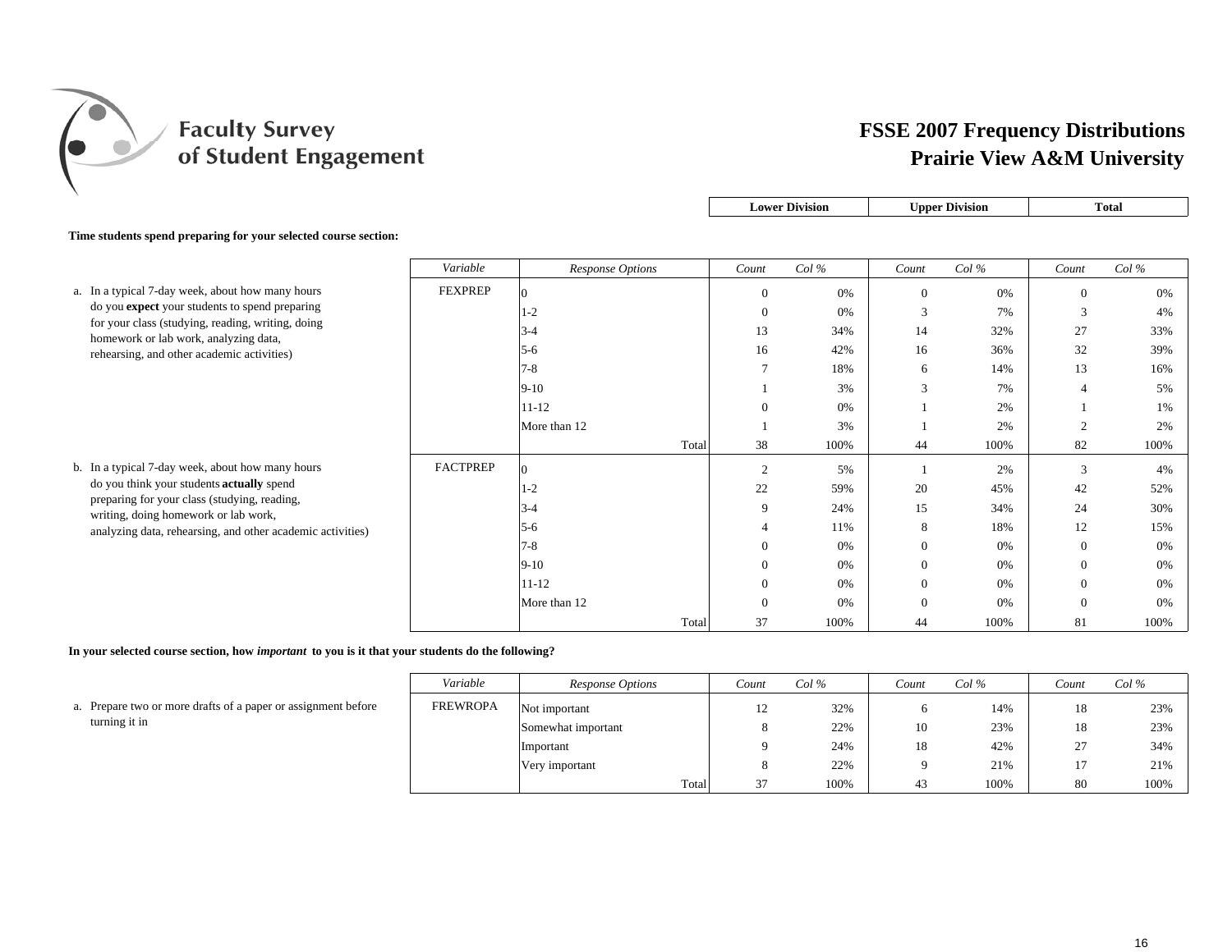# FSSE 2007 Frequency Distributions
## Prairie View A&M University

**Time students spend preparing for your selected course section:**

| | Variable | Response Options | Lower Division Count | Lower Division Col % | Upper Division Count | Upper Division Col % | Total Count | Total Col % |
|---|---|---|---|---|---|---|---|---|
| a. In a typical 7-day week, about how many hours do you **expect** your students to spend preparing for your class (studying, reading, writing, doing homework or lab work, analyzing data, rehearsing, and other academic activities) | FEXPREP | 0 | 0 | 0% | 0 | 0% | 0 | 0% |
| | | 1-2 | 0 | 0% | 3 | 7% | 3 | 4% |
| | | 3-4 | 13 | 34% | 14 | 32% | 27 | 33% |
| | | 5-6 | 16 | 42% | 16 | 36% | 32 | 39% |
| | | 7-8 | 7 | 18% | 6 | 14% | 13 | 16% |
| | | 9-10 | 1 | 3% | 3 | 7% | 4 | 5% |
| | | 11-12 | 0 | 0% | 1 | 2% | 1 | 1% |
| | | More than 12 | 1 | 3% | 1 | 2% | 2 | 2% |
| | | Total | 38 | 100% | 44 | 100% | 82 | 100% |
| b. In a typical 7-day week, about how many hours do you think your students **actually** spend preparing for your class (studying, reading, writing, doing homework or lab work, analyzing data, rehearsing, and other academic activities) | FACTPREP | 0 | 2 | 5% | 1 | 2% | 3 | 4% |
| | | 1-2 | 22 | 59% | 20 | 45% | 42 | 52% |
| | | 3-4 | 9 | 24% | 15 | 34% | 24 | 30% |
| | | 5-6 | 4 | 11% | 8 | 18% | 12 | 15% |
| | | 7-8 | 0 | 0% | 0 | 0% | 0 | 0% |
| | | 9-10 | 0 | 0% | 0 | 0% | 0 | 0% |
| | | 11-12 | 0 | 0% | 0 | 0% | 0 | 0% |
| | | More than 12 | 0 | 0% | 0 | 0% | 0 | 0% |
| | | Total | 37 | 100% | 44 | 100% | 81 | 100% |

**In your selected course section, how *important* to you is it that your students do the following?**

| | Variable | Response Options | Lower Division Count | Lower Division Col % | Upper Division Count | Upper Division Col % | Total Count | Total Col % |
|---|---|---|---|---|---|---|---|---|
| a. Prepare two or more drafts of a paper or assignment before turning it in | FREWROPA | Not important | 12 | 32% | 6 | 14% | 18 | 23% |
| | | Somewhat important | 8 | 22% | 10 | 23% | 18 | 23% |
| | | Important | 9 | 24% | 18 | 42% | 27 | 34% |
| | | Very important | 8 | 22% | 9 | 21% | 17 | 21% |
| | | Total | 37 | 100% | 43 | 100% | 80 | 100% |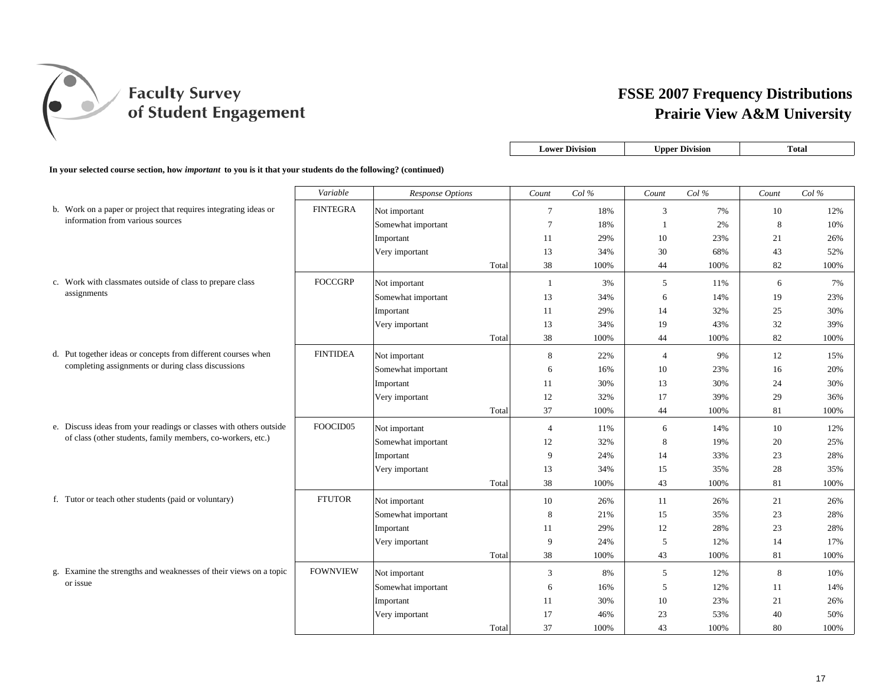# FSSE 2007 Frequency Distributions
## Prairie View A&M University

**In your selected course section, how *important* to you is it that your students do the following? (continued)**

| | Variable | Response Options | Lower Division Count | Lower Division Col % | Upper Division Count | Upper Division Col % | Total Count | Total Col % |
|---|---|---|---|---|---|---|---|---|
| b. Work on a paper or project that requires integrating ideas or information from various sources | FINTEGRA | Not important | 7 | 18% | 3 | 7% | 10 | 12% |
| | | Somewhat important | 7 | 18% | 1 | 2% | 8 | 10% |
| | | Important | 11 | 29% | 10 | 23% | 21 | 26% |
| | | Very important | 13 | 34% | 30 | 68% | 43 | 52% |
| | | Total | 38 | 100% | 44 | 100% | 82 | 100% |
| c. Work with classmates outside of class to prepare class assignments | FOCCGRP | Not important | 1 | 3% | 5 | 11% | 6 | 7% |
| | | Somewhat important | 13 | 34% | 6 | 14% | 19 | 23% |
| | | Important | 11 | 29% | 14 | 32% | 25 | 30% |
| | | Very important | 13 | 34% | 19 | 43% | 32 | 39% |
| | | Total | 38 | 100% | 44 | 100% | 82 | 100% |
| d. Put together ideas or concepts from different courses when completing assignments or during class discussions | FINTIDEA | Not important | 8 | 22% | 4 | 9% | 12 | 15% |
| | | Somewhat important | 6 | 16% | 10 | 23% | 16 | 20% |
| | | Important | 11 | 30% | 13 | 30% | 24 | 30% |
| | | Very important | 12 | 32% | 17 | 39% | 29 | 36% |
| | | Total | 37 | 100% | 44 | 100% | 81 | 100% |
| e. Discuss ideas from your readings or classes with others outside of class (other students, family members, co-workers, etc.) | FOOCID05 | Not important | 4 | 11% | 6 | 14% | 10 | 12% |
| | | Somewhat important | 12 | 32% | 8 | 19% | 20 | 25% |
| | | Important | 9 | 24% | 14 | 33% | 23 | 28% |
| | | Very important | 13 | 34% | 15 | 35% | 28 | 35% |
| | | Total | 38 | 100% | 43 | 100% | 81 | 100% |
| f. Tutor or teach other students (paid or voluntary) | FTUTOR | Not important | 10 | 26% | 11 | 26% | 21 | 26% |
| | | Somewhat important | 8 | 21% | 15 | 35% | 23 | 28% |
| | | Important | 11 | 29% | 12 | 28% | 23 | 28% |
| | | Very important | 9 | 24% | 5 | 12% | 14 | 17% |
| | | Total | 38 | 100% | 43 | 100% | 81 | 100% |
| g. Examine the strengths and weaknesses of their views on a topic or issue | FOWNVIEW | Not important | 3 | 8% | 5 | 12% | 8 | 10% |
| | | Somewhat important | 6 | 16% | 5 | 12% | 11 | 14% |
| | | Important | 11 | 30% | 10 | 23% | 21 | 26% |
| | | Very important | 17 | 46% | 23 | 53% | 40 | 50% |
| | | Total | 37 | 100% | 43 | 100% | 80 | 100% |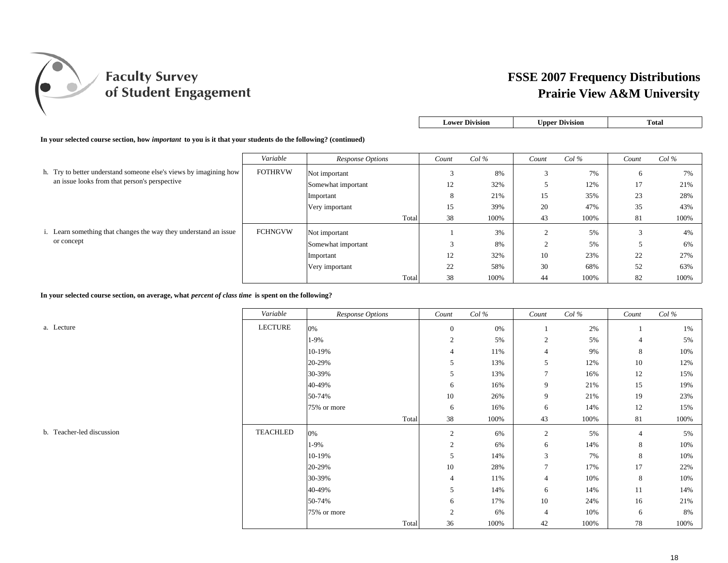# FSSE 2007 Frequency Distributions
## Prairie View A&M University

**In your selected course section, how *important* to you is it that your students do the following? (continued)**

| | Variable | Response Options | Lower Division Count | Lower Division Col % | Upper Division Count | Upper Division Col % | Total Count | Total Col % |
|---|---|---|---|---|---|---|---|---|
| h. Try to better understand someone else's views by imagining how an issue looks from that person's perspective | FOTHRVW | Not important | 3 | 8% | 3 | 7% | 6 | 7% |
| | | Somewhat important | 12 | 32% | 5 | 12% | 17 | 21% |
| | | Important | 8 | 21% | 15 | 35% | 23 | 28% |
| | | Very important | 15 | 39% | 20 | 47% | 35 | 43% |
| | | Total | 38 | 100% | 43 | 100% | 81 | 100% |
| i. Learn something that changes the way they understand an issue or concept | FCHNGVW | Not important | 1 | 3% | 2 | 5% | 3 | 4% |
| | | Somewhat important | 3 | 8% | 2 | 5% | 5 | 6% |
| | | Important | 12 | 32% | 10 | 23% | 22 | 27% |
| | | Very important | 22 | 58% | 30 | 68% | 52 | 63% |
| | | Total | 38 | 100% | 44 | 100% | 82 | 100% |

**In your selected course section, on average, what *percent of class time* is spent on the following?**

| | Variable | Response Options | Lower Division Count | Lower Division Col % | Upper Division Count | Upper Division Col % | Total Count | Total Col % |
|---|---|---|---|---|---|---|---|---|
| a. Lecture | LECTURE | 0% | 0 | 0% | 1 | 2% | 1 | 1% |
| | | 1-9% | 2 | 5% | 2 | 5% | 4 | 5% |
| | | 10-19% | 4 | 11% | 4 | 9% | 8 | 10% |
| | | 20-29% | 5 | 13% | 5 | 12% | 10 | 12% |
| | | 30-39% | 5 | 13% | 7 | 16% | 12 | 15% |
| | | 40-49% | 6 | 16% | 9 | 21% | 15 | 19% |
| | | 50-74% | 10 | 26% | 9 | 21% | 19 | 23% |
| | | 75% or more | 6 | 16% | 6 | 14% | 12 | 15% |
| | | Total | 38 | 100% | 43 | 100% | 81 | 100% |
| b. Teacher-led discussion | TEACHLED | 0% | 2 | 6% | 2 | 5% | 4 | 5% |
| | | 1-9% | 2 | 6% | 6 | 14% | 8 | 10% |
| | | 10-19% | 5 | 14% | 3 | 7% | 8 | 10% |
| | | 20-29% | 10 | 28% | 7 | 17% | 17 | 22% |
| | | 30-39% | 4 | 11% | 4 | 10% | 8 | 10% |
| | | 40-49% | 5 | 14% | 6 | 14% | 11 | 14% |
| | | 50-74% | 6 | 17% | 10 | 24% | 16 | 21% |
| | | 75% or more | 2 | 6% | 4 | 10% | 6 | 8% |
| | | Total | 36 | 100% | 42 | 100% | 78 | 100% |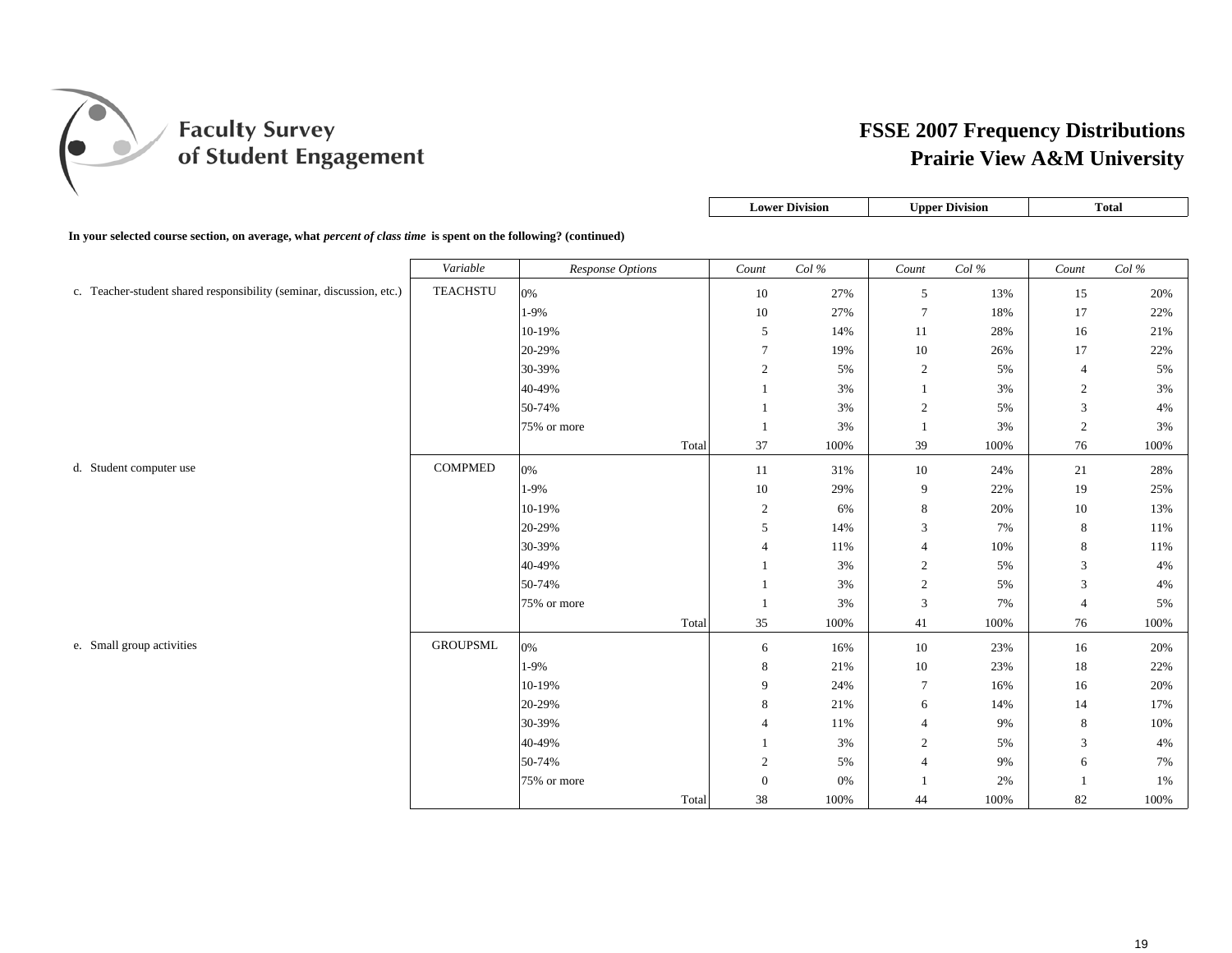**Faculty Survey of Student Engagement**

# FSSE 2007 Frequency Distributions
## Prairie View A&M University

**In your selected course section, on average, what *percent of class time* is spent on the following? (continued)**

| | *Variable* | *Response Options* | Lower Division *Count* | Lower Division *Col %* | Upper Division *Count* | Upper Division *Col %* | Total *Count* | Total *Col %* |
|---|---|---|---|---|---|---|---|---|
| c. Teacher-student shared responsibility (seminar, discussion, etc.) | TEACHSTU | 0% | 10 | 27% | 5 | 13% | 15 | 20% |
| | | 1-9% | 10 | 27% | 7 | 18% | 17 | 22% |
| | | 10-19% | 5 | 14% | 11 | 28% | 16 | 21% |
| | | 20-29% | 7 | 19% | 10 | 26% | 17 | 22% |
| | | 30-39% | 2 | 5% | 2 | 5% | 4 | 5% |
| | | 40-49% | 1 | 3% | 1 | 3% | 2 | 3% |
| | | 50-74% | 1 | 3% | 2 | 5% | 3 | 4% |
| | | 75% or more | 1 | 3% | 1 | 3% | 2 | 3% |
| | | Total | 37 | 100% | 39 | 100% | 76 | 100% |
| d. Student computer use | COMPMED | 0% | 11 | 31% | 10 | 24% | 21 | 28% |
| | | 1-9% | 10 | 29% | 9 | 22% | 19 | 25% |
| | | 10-19% | 2 | 6% | 8 | 20% | 10 | 13% |
| | | 20-29% | 5 | 14% | 3 | 7% | 8 | 11% |
| | | 30-39% | 4 | 11% | 4 | 10% | 8 | 11% |
| | | 40-49% | 1 | 3% | 2 | 5% | 3 | 4% |
| | | 50-74% | 1 | 3% | 2 | 5% | 3 | 4% |
| | | 75% or more | 1 | 3% | 3 | 7% | 4 | 5% |
| | | Total | 35 | 100% | 41 | 100% | 76 | 100% |
| e. Small group activities | GROUPSML | 0% | 6 | 16% | 10 | 23% | 16 | 20% |
| | | 1-9% | 8 | 21% | 10 | 23% | 18 | 22% |
| | | 10-19% | 9 | 24% | 7 | 16% | 16 | 20% |
| | | 20-29% | 8 | 21% | 6 | 14% | 14 | 17% |
| | | 30-39% | 4 | 11% | 4 | 9% | 8 | 10% |
| | | 40-49% | 1 | 3% | 2 | 5% | 3 | 4% |
| | | 50-74% | 2 | 5% | 4 | 9% | 6 | 7% |
| | | 75% or more | 0 | 0% | 1 | 2% | 1 | 1% |
| | | Total | 38 | 100% | 44 | 100% | 82 | 100% |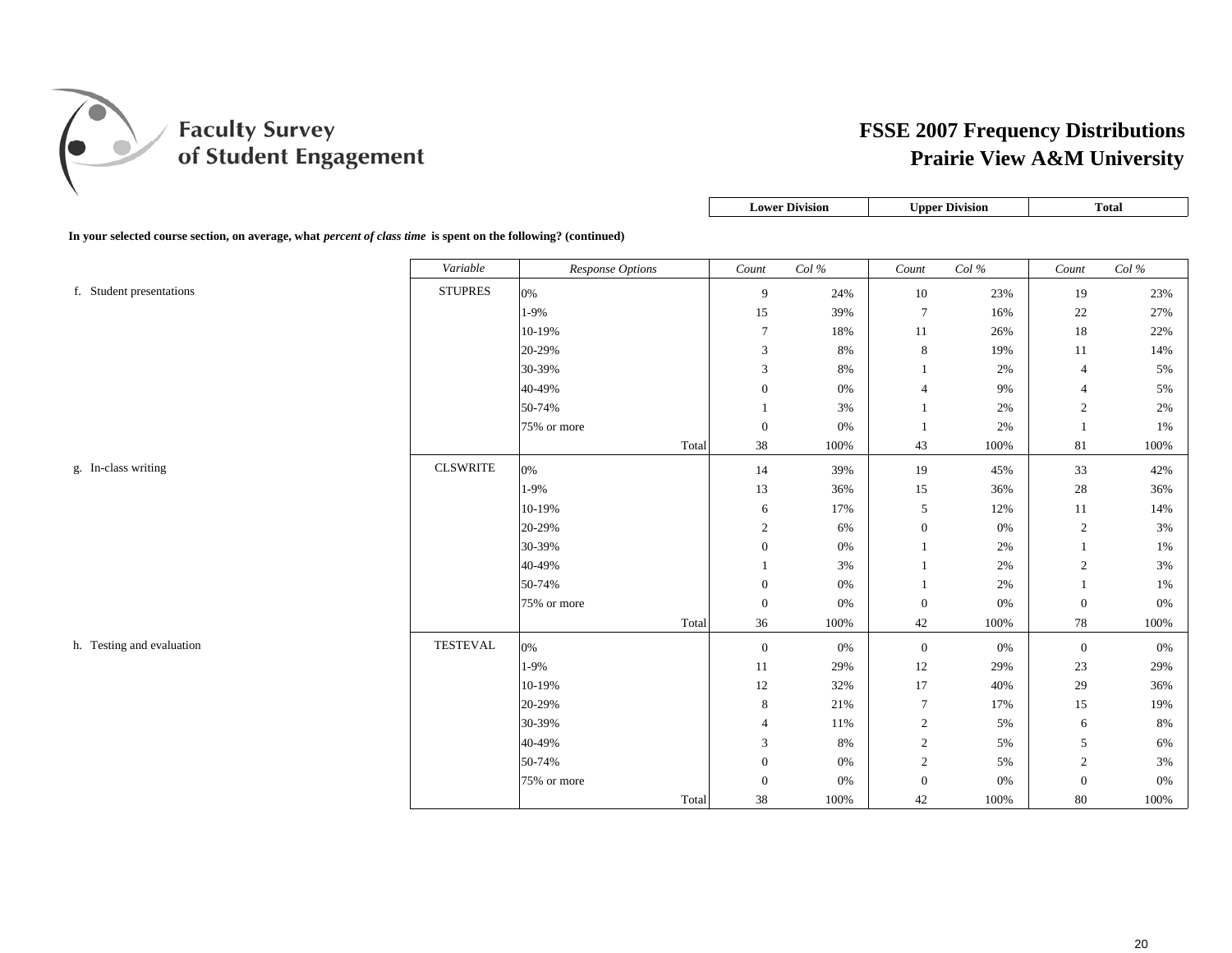# FSSE 2007 Frequency Distributions
## Prairie View A&M University

**In your selected course section, on average, what *percent of class time* is spent on the following? (continued)**

| | *Variable* | *Response Options* | Lower Division *Count* | Lower Division *Col %* | Upper Division *Count* | Upper Division *Col %* | Total *Count* | Total *Col %* |
|---|---|---|---|---|---|---|---|---|
| f. Student presentations | STUPRES | 0% | 9 | 24% | 10 | 23% | 19 | 23% |
| | | 1-9% | 15 | 39% | 7 | 16% | 22 | 27% |
| | | 10-19% | 7 | 18% | 11 | 26% | 18 | 22% |
| | | 20-29% | 3 | 8% | 8 | 19% | 11 | 14% |
| | | 30-39% | 3 | 8% | 1 | 2% | 4 | 5% |
| | | 40-49% | 0 | 0% | 4 | 9% | 4 | 5% |
| | | 50-74% | 1 | 3% | 1 | 2% | 2 | 2% |
| | | 75% or more | 0 | 0% | 1 | 2% | 1 | 1% |
| | | Total | 38 | 100% | 43 | 100% | 81 | 100% |
| g. In-class writing | CLSWRITE | 0% | 14 | 39% | 19 | 45% | 33 | 42% |
| | | 1-9% | 13 | 36% | 15 | 36% | 28 | 36% |
| | | 10-19% | 6 | 17% | 5 | 12% | 11 | 14% |
| | | 20-29% | 2 | 6% | 0 | 0% | 2 | 3% |
| | | 30-39% | 0 | 0% | 1 | 2% | 1 | 1% |
| | | 40-49% | 1 | 3% | 1 | 2% | 2 | 3% |
| | | 50-74% | 0 | 0% | 1 | 2% | 1 | 1% |
| | | 75% or more | 0 | 0% | 0 | 0% | 0 | 0% |
| | | Total | 36 | 100% | 42 | 100% | 78 | 100% |
| h. Testing and evaluation | TESTEVAL | 0% | 0 | 0% | 0 | 0% | 0 | 0% |
| | | 1-9% | 11 | 29% | 12 | 29% | 23 | 29% |
| | | 10-19% | 12 | 32% | 17 | 40% | 29 | 36% |
| | | 20-29% | 8 | 21% | 7 | 17% | 15 | 19% |
| | | 30-39% | 4 | 11% | 2 | 5% | 6 | 8% |
| | | 40-49% | 3 | 8% | 2 | 5% | 5 | 6% |
| | | 50-74% | 0 | 0% | 2 | 5% | 2 | 3% |
| | | 75% or more | 0 | 0% | 0 | 0% | 0 | 0% |
| | | Total | 38 | 100% | 42 | 100% | 80 | 100% |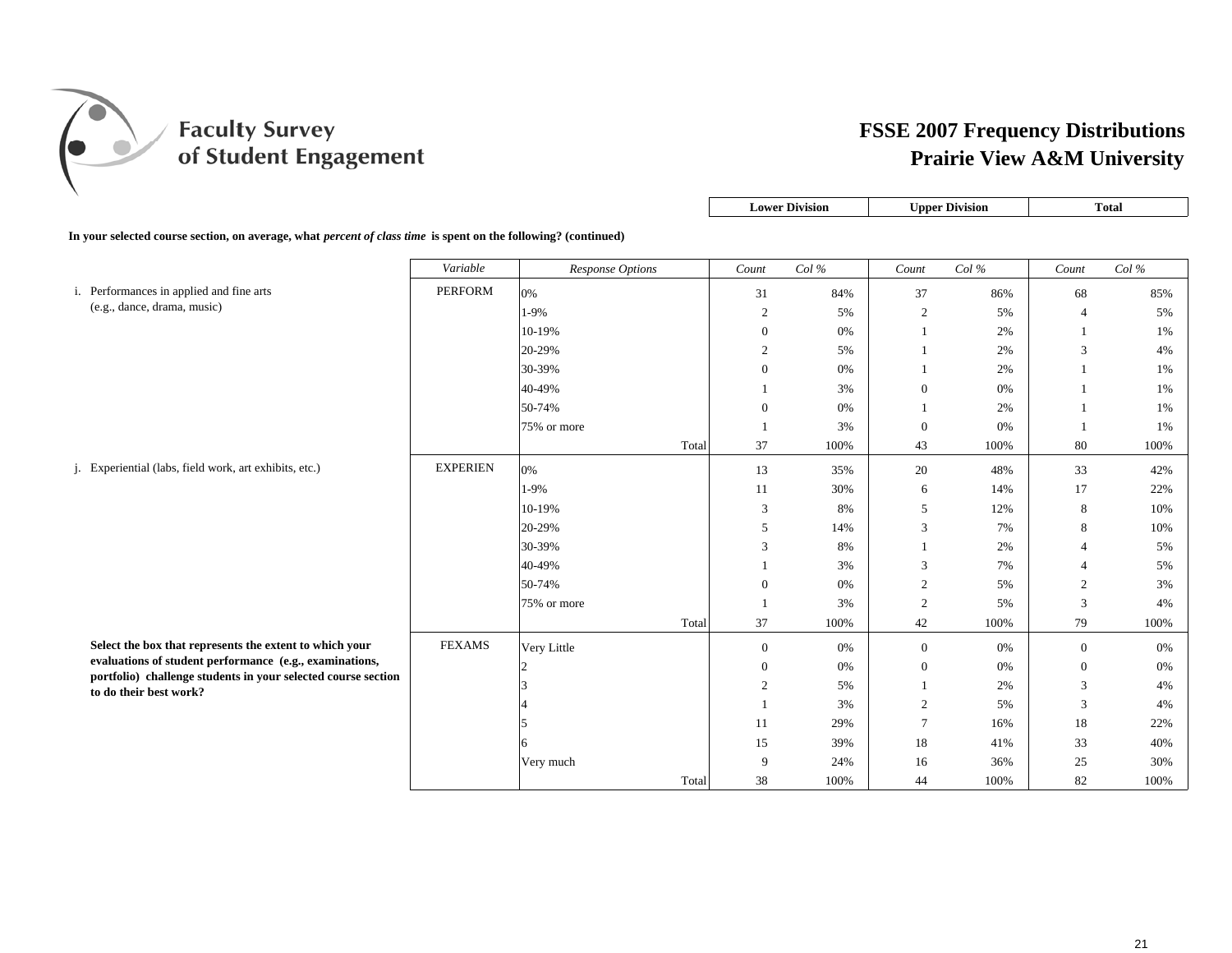# FSSE 2007 Frequency Distributions
## Prairie View A&M University

**In your selected course section, on average, what *percent of class time* is spent on the following? (continued)**

| Item | Variable | Response Options | Lower Division Count | Lower Division Col % | Upper Division Count | Upper Division Col % | Total Count | Total Col % |
|---|---|---|---|---|---|---|---|---|
| i. Performances in applied and fine arts (e.g., dance, drama, music) | PERFORM | 0% | 31 | 84% | 37 | 86% | 68 | 85% |
| | | 1-9% | 2 | 5% | 2 | 5% | 4 | 5% |
| | | 10-19% | 0 | 0% | 1 | 2% | 1 | 1% |
| | | 20-29% | 2 | 5% | 1 | 2% | 3 | 4% |
| | | 30-39% | 0 | 0% | 1 | 2% | 1 | 1% |
| | | 40-49% | 1 | 3% | 0 | 0% | 1 | 1% |
| | | 50-74% | 0 | 0% | 1 | 2% | 1 | 1% |
| | | 75% or more | 1 | 3% | 0 | 0% | 1 | 1% |
| | | Total | 37 | 100% | 43 | 100% | 80 | 100% |
| j. Experiential (labs, field work, art exhibits, etc.) | EXPERIEN | 0% | 13 | 35% | 20 | 48% | 33 | 42% |
| | | 1-9% | 11 | 30% | 6 | 14% | 17 | 22% |
| | | 10-19% | 3 | 8% | 5 | 12% | 8 | 10% |
| | | 20-29% | 5 | 14% | 3 | 7% | 8 | 10% |
| | | 30-39% | 3 | 8% | 1 | 2% | 4 | 5% |
| | | 40-49% | 1 | 3% | 3 | 7% | 4 | 5% |
| | | 50-74% | 0 | 0% | 2 | 5% | 2 | 3% |
| | | 75% or more | 1 | 3% | 2 | 5% | 3 | 4% |
| | | Total | 37 | 100% | 42 | 100% | 79 | 100% |
| **Select the box that represents the extent to which your evaluations of student performance (e.g., examinations, portfolio) challenge students in your selected course section to do their best work?** | FEXAMS | Very Little | 0 | 0% | 0 | 0% | 0 | 0% |
| | | 2 | 0 | 0% | 0 | 0% | 0 | 0% |
| | | 3 | 2 | 5% | 1 | 2% | 3 | 4% |
| | | 4 | 1 | 3% | 2 | 5% | 3 | 4% |
| | | 5 | 11 | 29% | 7 | 16% | 18 | 22% |
| | | 6 | 15 | 39% | 18 | 41% | 33 | 40% |
| | | Very much | 9 | 24% | 16 | 36% | 25 | 30% |
| | | Total | 38 | 100% | 44 | 100% | 82 | 100% |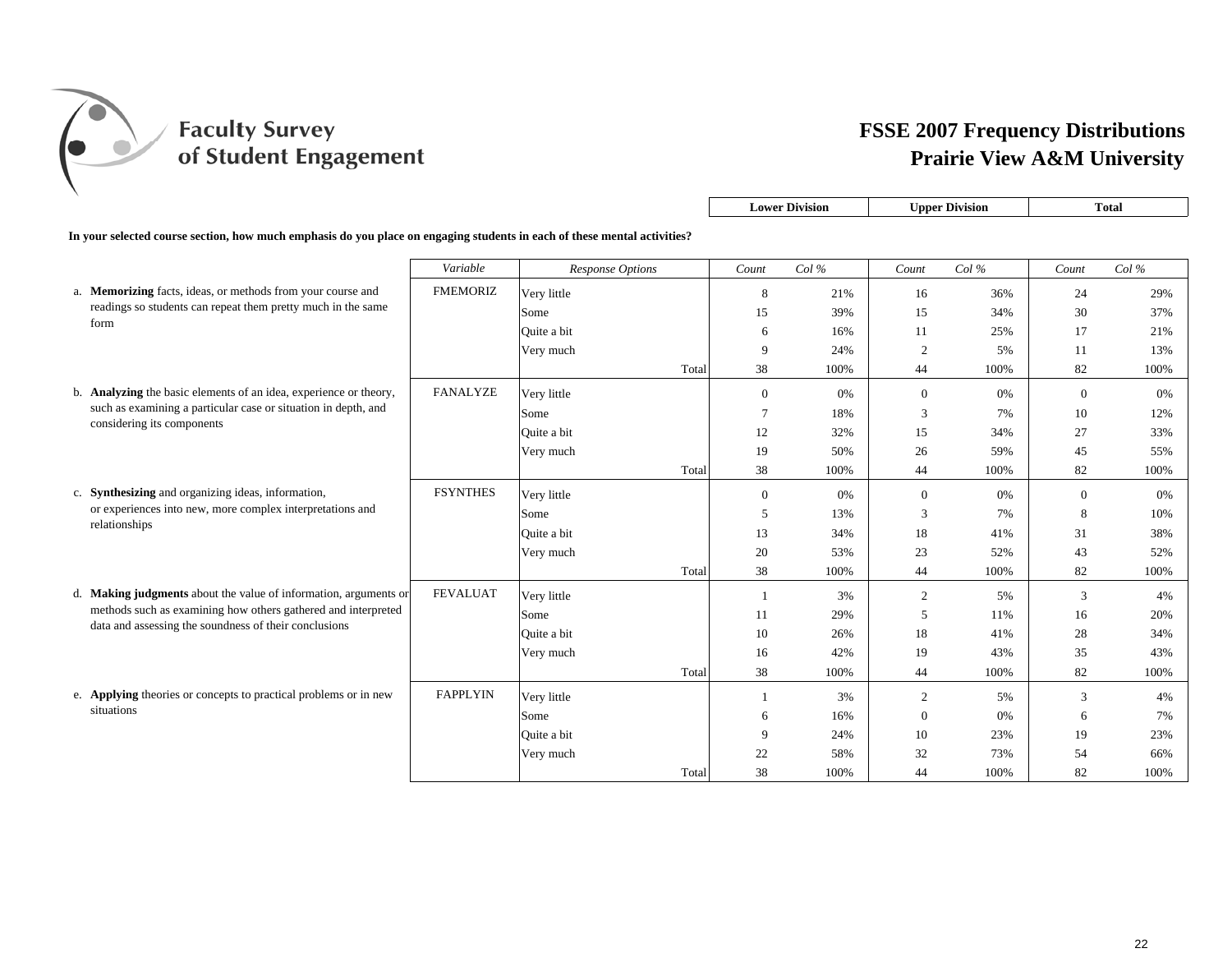# Faculty Survey of Student Engagement

## FSSE 2007 Frequency Distributions
## Prairie View A&M University

**In your selected course section, how much emphasis do you place on engaging students in each of these mental activities?**

| | Variable | Response Options | Lower Division Count | Lower Division Col % | Upper Division Count | Upper Division Col % | Total Count | Total Col % |
|---|---|---|---|---|---|---|---|---|
| a. **Memorizing** facts, ideas, or methods from your course and readings so students can repeat them pretty much in the same form | FMEMORIZ | Very little | 8 | 21% | 16 | 36% | 24 | 29% |
| | | Some | 15 | 39% | 15 | 34% | 30 | 37% |
| | | Quite a bit | 6 | 16% | 11 | 25% | 17 | 21% |
| | | Very much | 9 | 24% | 2 | 5% | 11 | 13% |
| | | Total | 38 | 100% | 44 | 100% | 82 | 100% |
| b. **Analyzing** the basic elements of an idea, experience or theory, such as examining a particular case or situation in depth, and considering its components | FANALYZE | Very little | 0 | 0% | 0 | 0% | 0 | 0% |
| | | Some | 7 | 18% | 3 | 7% | 10 | 12% |
| | | Quite a bit | 12 | 32% | 15 | 34% | 27 | 33% |
| | | Very much | 19 | 50% | 26 | 59% | 45 | 55% |
| | | Total | 38 | 100% | 44 | 100% | 82 | 100% |
| c. **Synthesizing** and organizing ideas, information, or experiences into new, more complex interpretations and relationships | FSYNTHES | Very little | 0 | 0% | 0 | 0% | 0 | 0% |
| | | Some | 5 | 13% | 3 | 7% | 8 | 10% |
| | | Quite a bit | 13 | 34% | 18 | 41% | 31 | 38% |
| | | Very much | 20 | 53% | 23 | 52% | 43 | 52% |
| | | Total | 38 | 100% | 44 | 100% | 82 | 100% |
| d. **Making judgments** about the value of information, arguments or methods such as examining how others gathered and interpreted data and assessing the soundness of their conclusions | FEVALUAT | Very little | 1 | 3% | 2 | 5% | 3 | 4% |
| | | Some | 11 | 29% | 5 | 11% | 16 | 20% |
| | | Quite a bit | 10 | 26% | 18 | 41% | 28 | 34% |
| | | Very much | 16 | 42% | 19 | 43% | 35 | 43% |
| | | Total | 38 | 100% | 44 | 100% | 82 | 100% |
| e. **Applying** theories or concepts to practical problems or in new situations | FAPPLYIN | Very little | 1 | 3% | 2 | 5% | 3 | 4% |
| | | Some | 6 | 16% | 0 | 0% | 6 | 7% |
| | | Quite a bit | 9 | 24% | 10 | 23% | 19 | 23% |
| | | Very much | 22 | 58% | 32 | 73% | 54 | 66% |
| | | Total | 38 | 100% | 44 | 100% | 82 | 100% |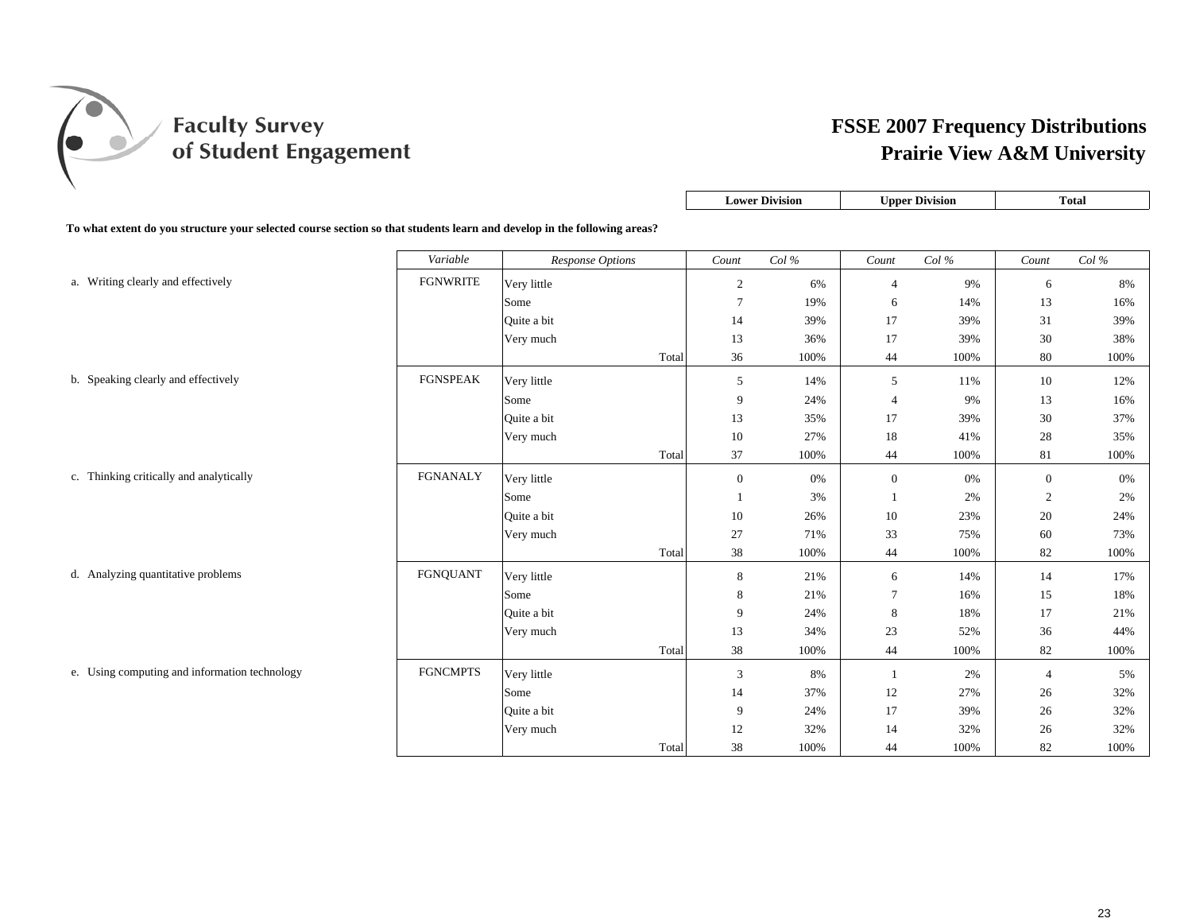# FSSE 2007 Frequency Distributions
## Prairie View A&M University

**To what extent do you structure your selected course section so that students learn and develop in the following areas?**

| | Variable | Response Options | Lower Division Count | Lower Division Col % | Upper Division Count | Upper Division Col % | Total Count | Total Col % |
|---|---|---|---|---|---|---|---|---|
| a. Writing clearly and effectively | FGNWRITE | Very little | 2 | 6% | 4 | 9% | 6 | 8% |
| | | Some | 7 | 19% | 6 | 14% | 13 | 16% |
| | | Quite a bit | 14 | 39% | 17 | 39% | 31 | 39% |
| | | Very much | 13 | 36% | 17 | 39% | 30 | 38% |
| | | Total | 36 | 100% | 44 | 100% | 80 | 100% |
| b. Speaking clearly and effectively | FGNSPEAK | Very little | 5 | 14% | 5 | 11% | 10 | 12% |
| | | Some | 9 | 24% | 4 | 9% | 13 | 16% |
| | | Quite a bit | 13 | 35% | 17 | 39% | 30 | 37% |
| | | Very much | 10 | 27% | 18 | 41% | 28 | 35% |
| | | Total | 37 | 100% | 44 | 100% | 81 | 100% |
| c. Thinking critically and analytically | FGNANALY | Very little | 0 | 0% | 0 | 0% | 0 | 0% |
| | | Some | 1 | 3% | 1 | 2% | 2 | 2% |
| | | Quite a bit | 10 | 26% | 10 | 23% | 20 | 24% |
| | | Very much | 27 | 71% | 33 | 75% | 60 | 73% |
| | | Total | 38 | 100% | 44 | 100% | 82 | 100% |
| d. Analyzing quantitative problems | FGNQUANT | Very little | 8 | 21% | 6 | 14% | 14 | 17% |
| | | Some | 8 | 21% | 7 | 16% | 15 | 18% |
| | | Quite a bit | 9 | 24% | 8 | 18% | 17 | 21% |
| | | Very much | 13 | 34% | 23 | 52% | 36 | 44% |
| | | Total | 38 | 100% | 44 | 100% | 82 | 100% |
| e. Using computing and information technology | FGNCMPTS | Very little | 3 | 8% | 1 | 2% | 4 | 5% |
| | | Some | 14 | 37% | 12 | 27% | 26 | 32% |
| | | Quite a bit | 9 | 24% | 17 | 39% | 26 | 32% |
| | | Very much | 12 | 32% | 14 | 32% | 26 | 32% |
| | | Total | 38 | 100% | 44 | 100% | 82 | 100% |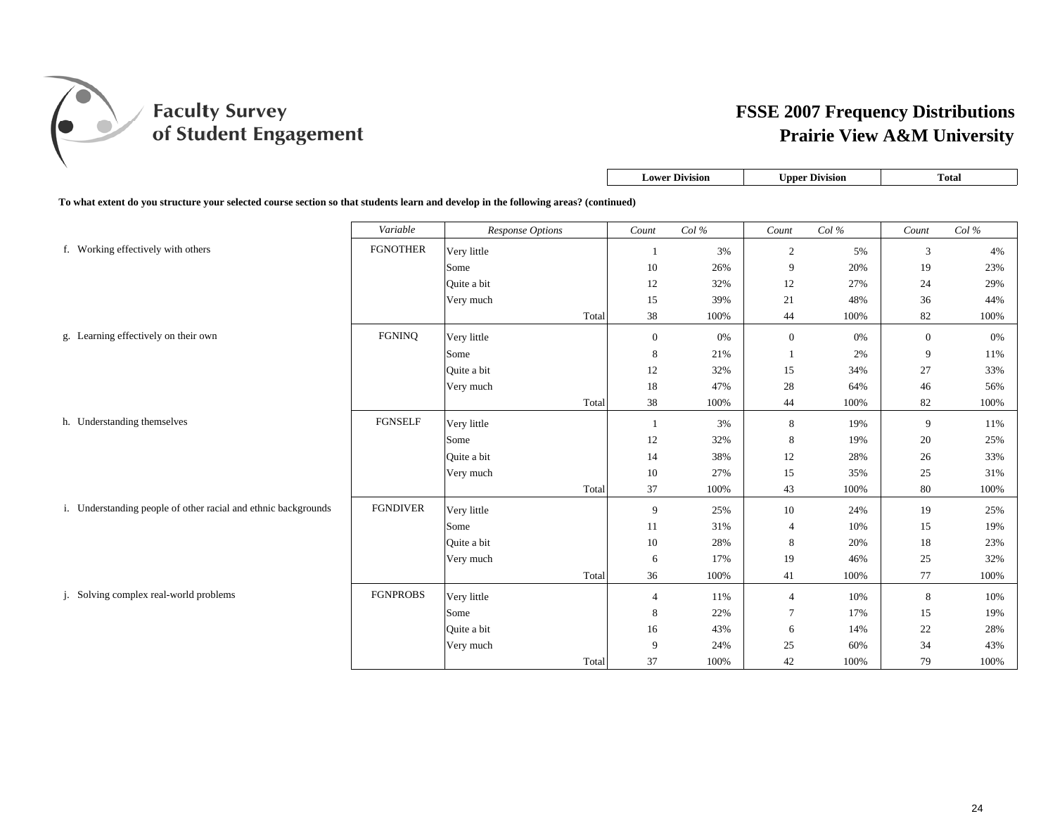# FSSE 2007 Frequency Distributions
## Prairie View A&M University

**To what extent do you structure your selected course section so that students learn and develop in the following areas? (continued)**

| | Variable | Response Options | Lower Division Count | Lower Division Col % | Upper Division Count | Upper Division Col % | Total Count | Total Col % |
|---|---|---|---|---|---|---|---|---|
| f. Working effectively with others | FGNOTHER | Very little | 1 | 3% | 2 | 5% | 3 | 4% |
| | | Some | 10 | 26% | 9 | 20% | 19 | 23% |
| | | Quite a bit | 12 | 32% | 12 | 27% | 24 | 29% |
| | | Very much | 15 | 39% | 21 | 48% | 36 | 44% |
| | | Total | 38 | 100% | 44 | 100% | 82 | 100% |
| g. Learning effectively on their own | FGNINQ | Very little | 0 | 0% | 0 | 0% | 0 | 0% |
| | | Some | 8 | 21% | 1 | 2% | 9 | 11% |
| | | Quite a bit | 12 | 32% | 15 | 34% | 27 | 33% |
| | | Very much | 18 | 47% | 28 | 64% | 46 | 56% |
| | | Total | 38 | 100% | 44 | 100% | 82 | 100% |
| h. Understanding themselves | FGNSELF | Very little | 1 | 3% | 8 | 19% | 9 | 11% |
| | | Some | 12 | 32% | 8 | 19% | 20 | 25% |
| | | Quite a bit | 14 | 38% | 12 | 28% | 26 | 33% |
| | | Very much | 10 | 27% | 15 | 35% | 25 | 31% |
| | | Total | 37 | 100% | 43 | 100% | 80 | 100% |
| i. Understanding people of other racial and ethnic backgrounds | FGNDIVER | Very little | 9 | 25% | 10 | 24% | 19 | 25% |
| | | Some | 11 | 31% | 4 | 10% | 15 | 19% |
| | | Quite a bit | 10 | 28% | 8 | 20% | 18 | 23% |
| | | Very much | 6 | 17% | 19 | 46% | 25 | 32% |
| | | Total | 36 | 100% | 41 | 100% | 77 | 100% |
| j. Solving complex real-world problems | FGNPROBS | Very little | 4 | 11% | 4 | 10% | 8 | 10% |
| | | Some | 8 | 22% | 7 | 17% | 15 | 19% |
| | | Quite a bit | 16 | 43% | 6 | 14% | 22 | 28% |
| | | Very much | 9 | 24% | 25 | 60% | 34 | 43% |
| | | Total | 37 | 100% | 42 | 100% | 79 | 100% |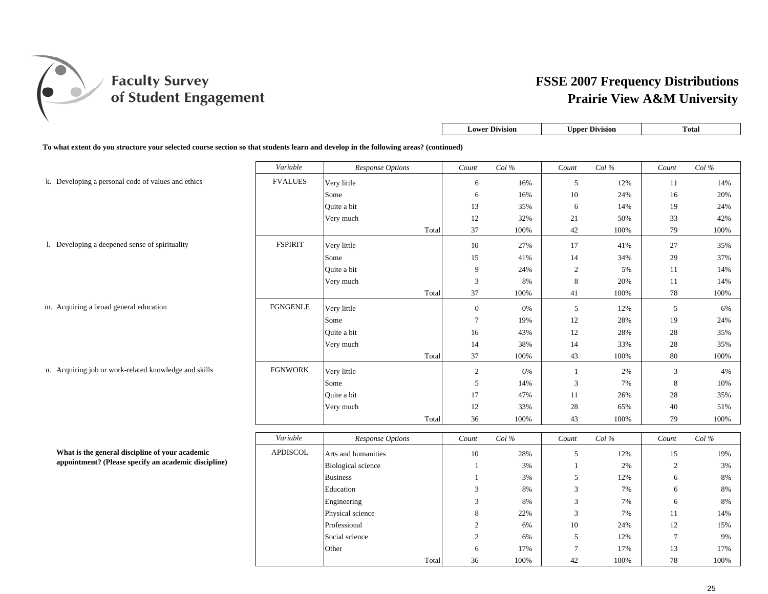# FSSE 2007 Frequency Distributions
## Prairie View A&M University

**To what extent do you structure your selected course section so that students learn and develop in the following areas? (continued)**

| Item | Variable | Response Options | Lower Division Count | Lower Division Col % | Upper Division Count | Upper Division Col % | Total Count | Total Col % |
|---|---|---|---|---|---|---|---|---|
| k. Developing a personal code of values and ethics | FVALUES | Very little | 6 | 16% | 5 | 12% | 11 | 14% |
| | | Some | 6 | 16% | 10 | 24% | 16 | 20% |
| | | Quite a bit | 13 | 35% | 6 | 14% | 19 | 24% |
| | | Very much | 12 | 32% | 21 | 50% | 33 | 42% |
| | | Total | 37 | 100% | 42 | 100% | 79 | 100% |
| l. Developing a deepened sense of spirituality | FSPIRIT | Very little | 10 | 27% | 17 | 41% | 27 | 35% |
| | | Some | 15 | 41% | 14 | 34% | 29 | 37% |
| | | Quite a bit | 9 | 24% | 2 | 5% | 11 | 14% |
| | | Very much | 3 | 8% | 8 | 20% | 11 | 14% |
| | | Total | 37 | 100% | 41 | 100% | 78 | 100% |
| m. Acquiring a broad general education | FGNGENLE | Very little | 0 | 0% | 5 | 12% | 5 | 6% |
| | | Some | 7 | 19% | 12 | 28% | 19 | 24% |
| | | Quite a bit | 16 | 43% | 12 | 28% | 28 | 35% |
| | | Very much | 14 | 38% | 14 | 33% | 28 | 35% |
| | | Total | 37 | 100% | 43 | 100% | 80 | 100% |
| n. Acquiring job or work-related knowledge and skills | FGNWORK | Very little | 2 | 6% | 1 | 2% | 3 | 4% |
| | | Some | 5 | 14% | 3 | 7% | 8 | 10% |
| | | Quite a bit | 17 | 47% | 11 | 26% | 28 | 35% |
| | | Very much | 12 | 33% | 28 | 65% | 40 | 51% |
| | | Total | 36 | 100% | 43 | 100% | 79 | 100% |

| Item | Variable | Response Options | Lower Division Count | Lower Division Col % | Upper Division Count | Upper Division Col % | Total Count | Total Col % |
|---|---|---|---|---|---|---|---|---|
| **What is the general discipline of your academic appointment? (Please specify an academic discipline)** | APDISCOL | Arts and humanities | 10 | 28% | 5 | 12% | 15 | 19% |
| | | Biological science | 1 | 3% | 1 | 2% | 2 | 3% |
| | | Business | 1 | 3% | 5 | 12% | 6 | 8% |
| | | Education | 3 | 8% | 3 | 7% | 6 | 8% |
| | | Engineering | 3 | 8% | 3 | 7% | 6 | 8% |
| | | Physical science | 8 | 22% | 3 | 7% | 11 | 14% |
| | | Professional | 2 | 6% | 10 | 24% | 12 | 15% |
| | | Social science | 2 | 6% | 5 | 12% | 7 | 9% |
| | | Other | 6 | 17% | 7 | 17% | 13 | 17% |
| | | Total | 36 | 100% | 42 | 100% | 78 | 100% |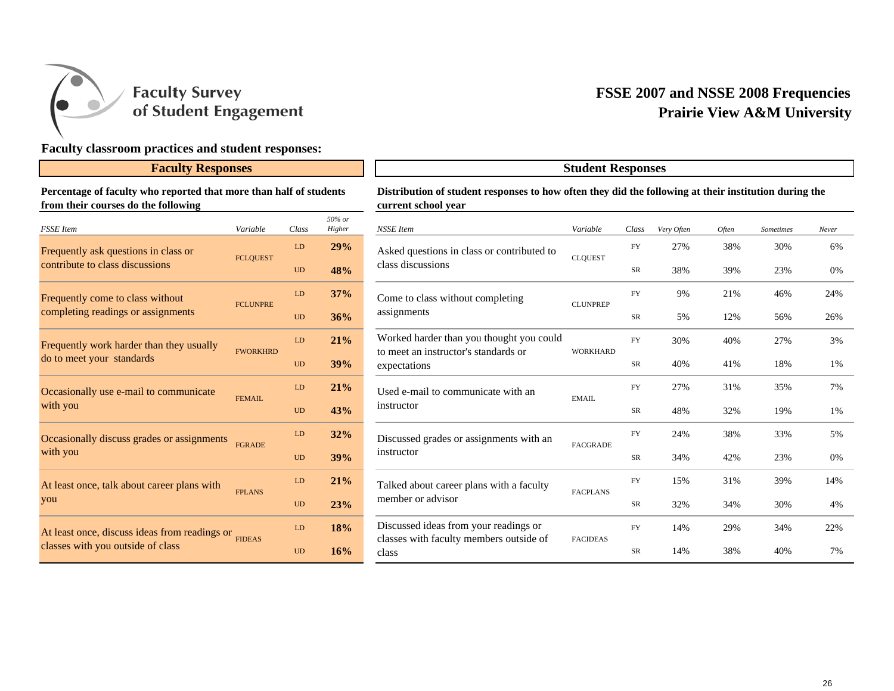# Faculty Survey of Student Engagement

## FSSE 2007 and NSSE 2008 Frequencies
## Prairie View A&M University

**Faculty classroom practices and student responses:**

### Faculty Responses

**Percentage of faculty who reported that more than half of students from their courses do the following**

| *FSSE Item* | *Variable* | *Class* | *50% or Higher* |
|---|---|---|---|
| Frequently ask questions in class or contribute to class discussions | FCLQUEST | LD | **29%** |
| | | UD | **48%** |
| Frequently come to class without completing readings or assignments | FCLUNPRE | LD | **37%** |
| | | UD | **36%** |
| Frequently work harder than they usually do to meet your standards | FWORKHRD | LD | **21%** |
| | | UD | **39%** |
| Occasionally use e-mail to communicate with you | FEMAIL | LD | **21%** |
| | | UD | **43%** |
| Occasionally discuss grades or assignments with you | FGRADE | LD | **32%** |
| | | UD | **39%** |
| At least once, talk about career plans with you | FPLANS | LD | **21%** |
| | | UD | **23%** |
| At least once, discuss ideas from readings or classes with you outside of class | FIDEAS | LD | **18%** |
| | | UD | **16%** |

### Student Responses

**Distribution of student responses to how often they did the following at their institution during the current school year**

| *NSSE Item* | *Variable* | *Class* | *Very Often* | *Often* | *Sometimes* | *Never* |
|---|---|---|---|---|---|---|
| Asked questions in class or contributed to class discussions | CLQUEST | FY | 27% | 38% | 30% | 6% |
| | | SR | 38% | 39% | 23% | 0% |
| Come to class without completing assignments | CLUNPREP | FY | 9% | 21% | 46% | 24% |
| | | SR | 5% | 12% | 56% | 26% |
| Worked harder than you thought you could to meet an instructor's standards or expectations | WORKHARD | FY | 30% | 40% | 27% | 3% |
| | | SR | 40% | 41% | 18% | 1% |
| Used e-mail to communicate with an instructor | EMAIL | FY | 27% | 31% | 35% | 7% |
| | | SR | 48% | 32% | 19% | 1% |
| Discussed grades or assignments with an instructor | FACGRADE | FY | 24% | 38% | 33% | 5% |
| | | SR | 34% | 42% | 23% | 0% |
| Talked about career plans with a faculty member or advisor | FACPLANS | FY | 15% | 31% | 39% | 14% |
| | | SR | 32% | 34% | 30% | 4% |
| Discussed ideas from your readings or classes with faculty members outside of class | FACIDEAS | FY | 14% | 29% | 34% | 22% |
| | | SR | 14% | 38% | 40% | 7% |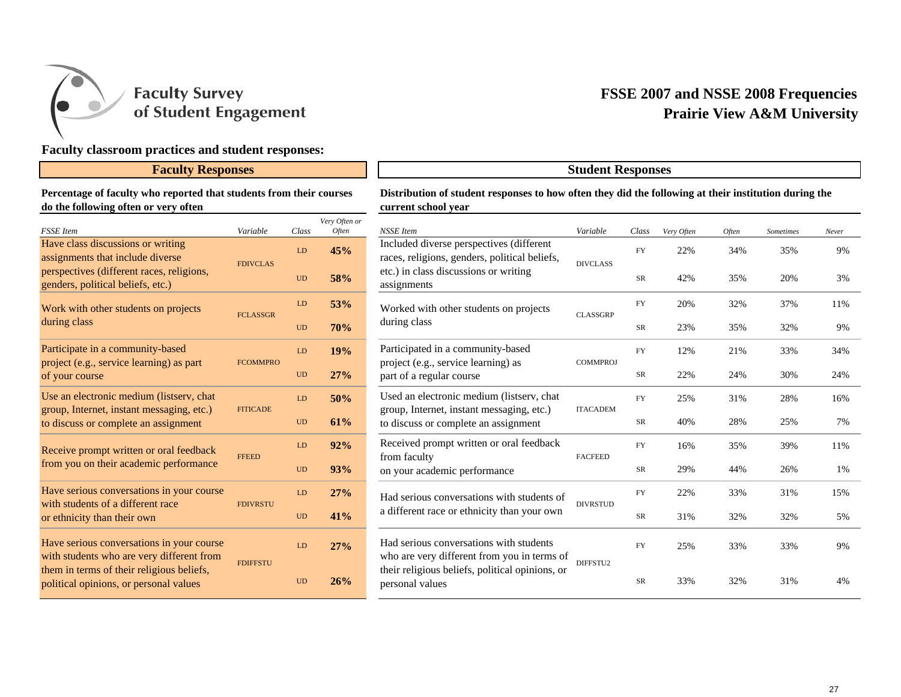Faculty Survey of Student Engagement

# FSSE 2007 and NSSE 2008 Frequencies
## Prairie View A&M University

### Faculty classroom practices and student responses:

### Faculty Responses

**Percentage of faculty who reported that students from their courses do the following often or very often**

| FSSE Item | Variable | Class | Very Often or Often |
|---|---|---|---|
| Have class discussions or writing assignments that include diverse perspectives (different races, religions, genders, political beliefs, etc.) | FDIVCLAS | LD | **45%** |
| | | UD | **58%** |
| Work with other students on projects during class | FCLASSGR | LD | **53%** |
| | | UD | **70%** |
| Participate in a community-based project (e.g., service learning) as part of your course | FCOMMPRO | LD | **19%** |
| | | UD | **27%** |
| Use an electronic medium (listserv, chat group, Internet, instant messaging, etc.) to discuss or complete an assignment | FITICADE | LD | **50%** |
| | | UD | **61%** |
| Receive prompt written or oral feedback from you on their academic performance | FFEED | LD | **92%** |
| | | UD | **93%** |
| Have serious conversations in your course with students of a different race or ethnicity than their own | FDIVRSTU | LD | **27%** |
| | | UD | **41%** |
| Have serious conversations in your course with students who are very different from them in terms of their religious beliefs, political opinions, or personal values | FDIFFSTU | LD | **27%** |
| | | UD | **26%** |

### Student Responses

**Distribution of student responses to how often they did the following at their institution during the current school year**

| NSSE Item | Variable | Class | Very Often | Often | Sometimes | Never |
|---|---|---|---|---|---|---|
| Included diverse perspectives (different races, religions, genders, political beliefs, etc.) in class discussions or writing assignments | DIVCLASS | FY | 22% | 34% | 35% | 9% |
| | | SR | 42% | 35% | 20% | 3% |
| Worked with other students on projects during class | CLASSGRP | FY | 20% | 32% | 37% | 11% |
| | | SR | 23% | 35% | 32% | 9% |
| Participated in a community-based project (e.g., service learning) as part of a regular course | COMMPROJ | FY | 12% | 21% | 33% | 34% |
| | | SR | 22% | 24% | 30% | 24% |
| Used an electronic medium (listserv, chat group, Internet, instant messaging, etc.) to discuss or complete an assignment | ITACADEM | FY | 25% | 31% | 28% | 16% |
| | | SR | 40% | 28% | 25% | 7% |
| Received prompt written or oral feedback from faculty on your academic performance | FACFEED | FY | 16% | 35% | 39% | 11% |
| | | SR | 29% | 44% | 26% | 1% |
| Had serious conversations with students of a different race or ethnicity than your own | DIVRSTUD | FY | 22% | 33% | 31% | 15% |
| | | SR | 31% | 32% | 32% | 5% |
| Had serious conversations with students who are very different from you in terms of their religious beliefs, political opinions, or personal values | DIFFSTU2 | FY | 25% | 33% | 33% | 9% |
| | | SR | 33% | 32% | 31% | 4% |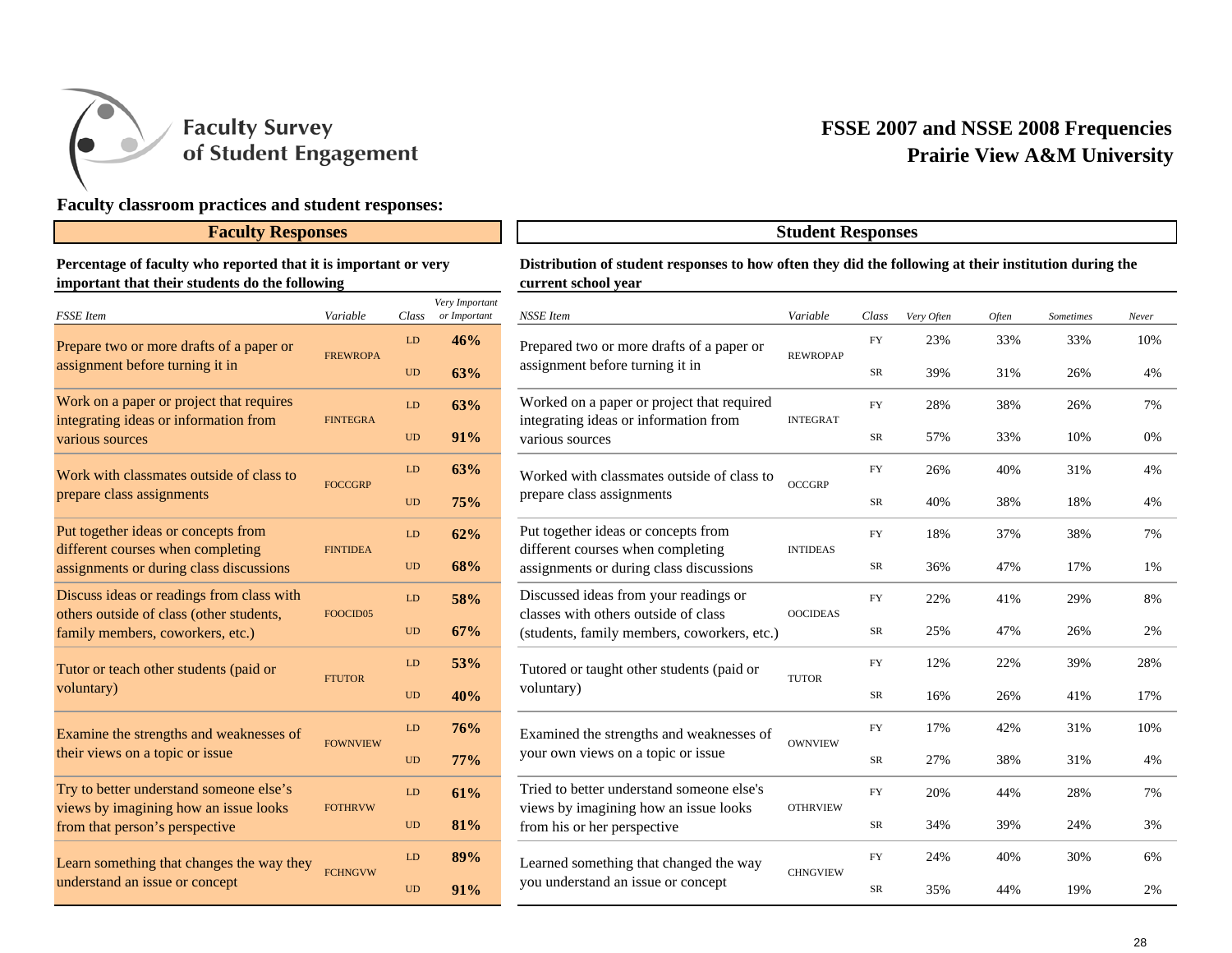# Faculty Survey of Student Engagement

## FSSE 2007 and NSSE 2008 Frequencies
## Prairie View A&M University

### Faculty classroom practices and student responses:

#### Faculty Responses

**Percentage of faculty who reported that it is important or very important that their students do the following**

| FSSE Item | Variable | Class | Very Important or Important |
|---|---|---|---|
| Prepare two or more drafts of a paper or assignment before turning it in | FREWROPA | LD | **46%** |
| | | UD | **63%** |
| Work on a paper or project that requires integrating ideas or information from various sources | FINTEGRA | LD | **63%** |
| | | UD | **91%** |
| Work with classmates outside of class to prepare class assignments | FOCCGRP | LD | **63%** |
| | | UD | **75%** |
| Put together ideas or concepts from different courses when completing assignments or during class discussions | FINTIDEA | LD | **62%** |
| | | UD | **68%** |
| Discuss ideas or readings from class with others outside of class (other students, family members, coworkers, etc.) | FOOCID05 | LD | **58%** |
| | | UD | **67%** |
| Tutor or teach other students (paid or voluntary) | FTUTOR | LD | **53%** |
| | | UD | **40%** |
| Examine the strengths and weaknesses of their views on a topic or issue | FOWNVIEW | LD | **76%** |
| | | UD | **77%** |
| Try to better understand someone else's views by imagining how an issue looks from that person's perspective | FOTHRVW | LD | **61%** |
| | | UD | **81%** |
| Learn something that changes the way they understand an issue or concept | FCHNGVW | LD | **89%** |
| | | UD | **91%** |

#### Student Responses

**Distribution of student responses to how often they did the following at their institution during the current school year**

| NSSE Item | Variable | Class | Very Often | Often | Sometimes | Never |
|---|---|---|---|---|---|---|
| Prepared two or more drafts of a paper or assignment before turning it in | REWROPAP | FY | 23% | 33% | 33% | 10% |
| | | SR | 39% | 31% | 26% | 4% |
| Worked on a paper or project that required integrating ideas or information from various sources | INTEGRAT | FY | 28% | 38% | 26% | 7% |
| | | SR | 57% | 33% | 10% | 0% |
| Worked with classmates outside of class to prepare class assignments | OCCGRP | FY | 26% | 40% | 31% | 4% |
| | | SR | 40% | 38% | 18% | 4% |
| Put together ideas or concepts from different courses when completing assignments or during class discussions | INTIDEAS | FY | 18% | 37% | 38% | 7% |
| | | SR | 36% | 47% | 17% | 1% |
| Discussed ideas from your readings or classes with others outside of class (students, family members, coworkers, etc.) | OOCIDEAS | FY | 22% | 41% | 29% | 8% |
| | | SR | 25% | 47% | 26% | 2% |
| Tutored or taught other students (paid or voluntary) | TUTOR | FY | 12% | 22% | 39% | 28% |
| | | SR | 16% | 26% | 41% | 17% |
| Examined the strengths and weaknesses of your own views on a topic or issue | OWNVIEW | FY | 17% | 42% | 31% | 10% |
| | | SR | 27% | 38% | 31% | 4% |
| Tried to better understand someone else's views by imagining how an issue looks from his or her perspective | OTHRVIEW | FY | 20% | 44% | 28% | 7% |
| | | SR | 34% | 39% | 24% | 3% |
| Learned something that changed the way you understand an issue or concept | CHNGVIEW | FY | 24% | 40% | 30% | 6% |
| | | SR | 35% | 44% | 19% | 2% |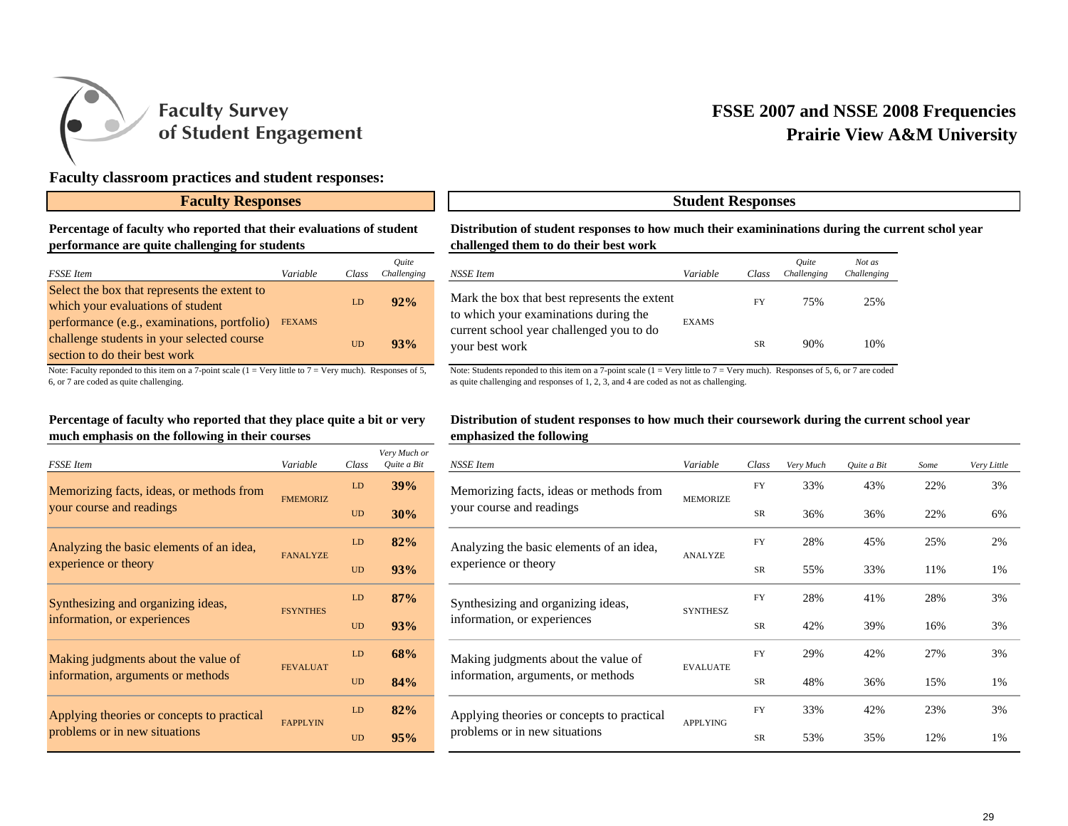Faculty Survey of Student Engagement

# FSSE 2007 and NSSE 2008 Frequencies
# Prairie View A&M University

## Faculty classroom practices and student responses:

### Faculty Responses

**Percentage of faculty who reported that their evaluations of student performance are quite challenging for students**

| *FSSE Item* | *Variable* | *Class* | *Quite Challenging* |
|---|---|---|---|
| Select the box that represents the extent to which your evaluations of student performance (e.g., examinations, portfolio) challenge students in your selected course section to do their best work | FEXAMS | LD | **92%** |
| | | UD | **93%** |

Note: Faculty reponded to this item on a 7-point scale (1 = Very little to 7 = Very much). Responses of 5, 6, or 7 are coded as quite challenging.

**Percentage of faculty who reported that they place quite a bit or very much emphasis on the following in their courses**

| *FSSE Item* | *Variable* | *Class* | *Very Much or Quite a Bit* |
|---|---|---|---|
| Memorizing facts, ideas, or methods from your course and readings | FMEMORIZ | LD | **39%** |
| | | UD | **30%** |
| Analyzing the basic elements of an idea, experience or theory | FANALYZE | LD | **82%** |
| | | UD | **93%** |
| Synthesizing and organizing ideas, information, or experiences | FSYNTHES | LD | **87%** |
| | | UD | **93%** |
| Making judgments about the value of information, arguments or methods | FEVALUAT | LD | **68%** |
| | | UD | **84%** |
| Applying theories or concepts to practical problems or in new situations | FAPPLYIN | LD | **82%** |
| | | UD | **95%** |

### Student Responses

**Distribution of student responses to how much their examininations during the current schol year challenged them to do their best work**

| *NSSE Item* | *Variable* | *Class* | *Quite Challenging* | *Not as Challenging* |
|---|---|---|---|---|
| Mark the box that best represents the extent to which your examinations during the current school year challenged you to do your best work | EXAMS | FY | 75% | 25% |
| | | SR | 90% | 10% |

Note: Students reponded to this item on a 7-point scale (1 = Very little to 7 = Very much). Responses of 5, 6, or 7 are coded as quite challenging and responses of 1, 2, 3, and 4 are coded as not as challenging.

**Distribution of student responses to how much their coursework during the current school year emphasized the following**

| *NSSE Item* | *Variable* | *Class* | *Very Much* | *Quite a Bit* | *Some* | *Very Little* |
|---|---|---|---|---|---|---|
| Memorizing facts, ideas or methods from your course and readings | MEMORIZE | FY | 33% | 43% | 22% | 3% |
| | | SR | 36% | 36% | 22% | 6% |
| Analyzing the basic elements of an idea, experience or theory | ANALYZE | FY | 28% | 45% | 25% | 2% |
| | | SR | 55% | 33% | 11% | 1% |
| Synthesizing and organizing ideas, information, or experiences | SYNTHESZ | FY | 28% | 41% | 28% | 3% |
| | | SR | 42% | 39% | 16% | 3% |
| Making judgments about the value of information, arguments, or methods | EVALUATE | FY | 29% | 42% | 27% | 3% |
| | | SR | 48% | 36% | 15% | 1% |
| Applying theories or concepts to practical problems or in new situations | APPLYING | FY | 33% | 42% | 23% | 3% |
| | | SR | 53% | 35% | 12% | 1% |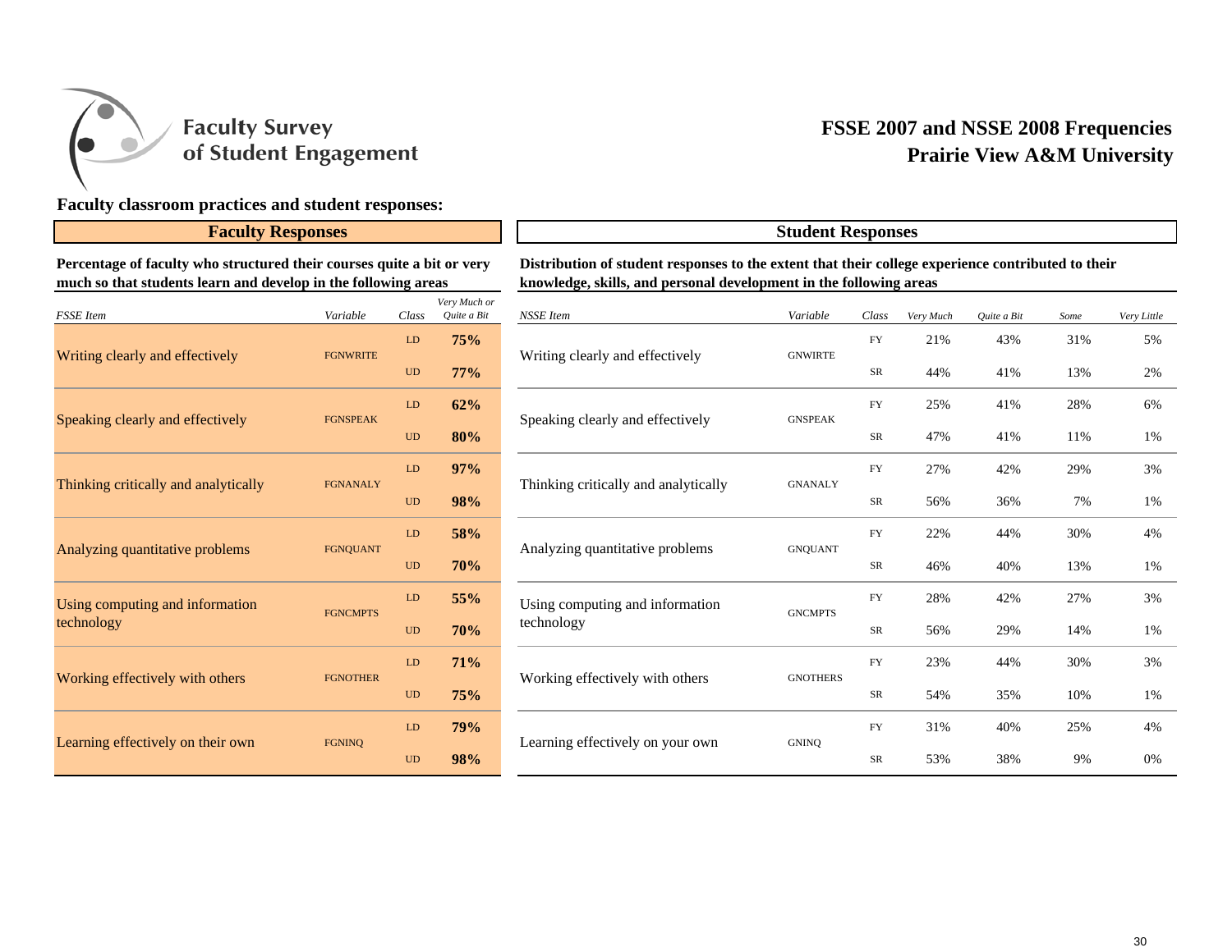# Faculty Survey of Student Engagement

## FSSE 2007 and NSSE 2008 Frequencies
## Prairie View A&M University

### Faculty classroom practices and student responses:

#### Faculty Responses

**Percentage of faculty who structured their courses quite a bit or very much so that students learn and develop in the following areas**

| *FSSE Item* | *Variable* | *Class* | *Very Much or Quite a Bit* |
|---|---|---|---|
| Writing clearly and effectively | FGNWRITE | LD | **75%** |
| | | UD | **77%** |
| Speaking clearly and effectively | FGNSPEAK | LD | **62%** |
| | | UD | **80%** |
| Thinking critically and analytically | FGNANALY | LD | **97%** |
| | | UD | **98%** |
| Analyzing quantitative problems | FGNQUANT | LD | **58%** |
| | | UD | **70%** |
| Using computing and information technology | FGNCMPTS | LD | **55%** |
| | | UD | **70%** |
| Working effectively with others | FGNOTHER | LD | **71%** |
| | | UD | **75%** |
| Learning effectively on their own | FGNINQ | LD | **79%** |
| | | UD | **98%** |

#### Student Responses

**Distribution of student responses to the extent that their college experience contributed to their knowledge, skills, and personal development in the following areas**

| *NSSE Item* | *Variable* | *Class* | *Very Much* | *Quite a Bit* | *Some* | *Very Little* |
|---|---|---|---|---|---|---|
| Writing clearly and effectively | GNWIRTE | FY | 21% | 43% | 31% | 5% |
| | | SR | 44% | 41% | 13% | 2% |
| Speaking clearly and effectively | GNSPEAK | FY | 25% | 41% | 28% | 6% |
| | | SR | 47% | 41% | 11% | 1% |
| Thinking critically and analytically | GNANALY | FY | 27% | 42% | 29% | 3% |
| | | SR | 56% | 36% | 7% | 1% |
| Analyzing quantitative problems | GNQUANT | FY | 22% | 44% | 30% | 4% |
| | | SR | 46% | 40% | 13% | 1% |
| Using computing and information technology | GNCMPTS | FY | 28% | 42% | 27% | 3% |
| | | SR | 56% | 29% | 14% | 1% |
| Working effectively with others | GNOTHERS | FY | 23% | 44% | 30% | 3% |
| | | SR | 54% | 35% | 10% | 1% |
| Learning effectively on your own | GNINQ | FY | 31% | 40% | 25% | 4% |
| | | SR | 53% | 38% | 9% | 0% |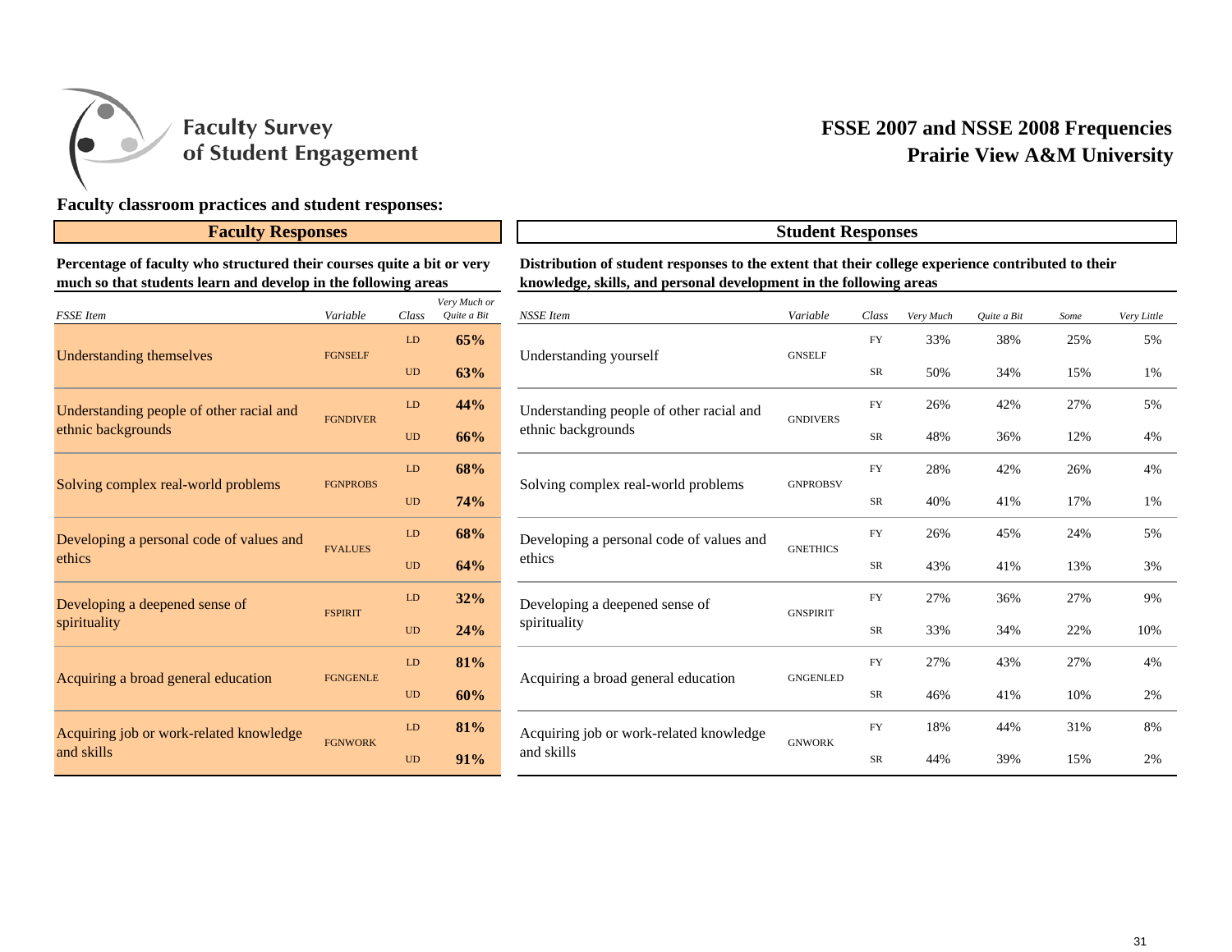# Faculty Survey of Student Engagement

## FSSE 2007 and NSSE 2008 Frequencies
## Prairie View A&M University

### Faculty classroom practices and student responses:

#### Faculty Responses

**Percentage of faculty who structured their courses quite a bit or very much so that students learn and develop in the following areas**

| *FSSE Item* | *Variable* | *Class* | *Very Much or Quite a Bit* |
|---|---|---|---|
| Understanding themselves | FGNSELF | LD | **65%** |
| | | UD | **63%** |
| Understanding people of other racial and ethnic backgrounds | FGNDIVER | LD | **44%** |
| | | UD | **66%** |
| Solving complex real-world problems | FGNPROBS | LD | **68%** |
| | | UD | **74%** |
| Developing a personal code of values and ethics | FVALUES | LD | **68%** |
| | | UD | **64%** |
| Developing a deepened sense of spirituality | FSPIRIT | LD | **32%** |
| | | UD | **24%** |
| Acquiring a broad general education | FGNGENLE | LD | **81%** |
| | | UD | **60%** |
| Acquiring job or work-related knowledge and skills | FGNWORK | LD | **81%** |
| | | UD | **91%** |

#### Student Responses

**Distribution of student responses to the extent that their college experience contributed to their knowledge, skills, and personal development in the following areas**

| *NSSE Item* | *Variable* | *Class* | *Very Much* | *Quite a Bit* | *Some* | *Very Little* |
|---|---|---|---|---|---|---|
| Understanding yourself | GNSELF | FY | 33% | 38% | 25% | 5% |
| | | SR | 50% | 34% | 15% | 1% |
| Understanding people of other racial and ethnic backgrounds | GNDIVERS | FY | 26% | 42% | 27% | 5% |
| | | SR | 48% | 36% | 12% | 4% |
| Solving complex real-world problems | GNPROBSV | FY | 28% | 42% | 26% | 4% |
| | | SR | 40% | 41% | 17% | 1% |
| Developing a personal code of values and ethics | GNETHICS | FY | 26% | 45% | 24% | 5% |
| | | SR | 43% | 41% | 13% | 3% |
| Developing a deepened sense of spirituality | GNSPIRIT | FY | 27% | 36% | 27% | 9% |
| | | SR | 33% | 34% | 22% | 10% |
| Acquiring a broad general education | GNGENLED | FY | 27% | 43% | 27% | 4% |
| | | SR | 46% | 41% | 10% | 2% |
| Acquiring job or work-related knowledge and skills | GNWORK | FY | 18% | 44% | 31% | 8% |
| | | SR | 44% | 39% | 15% | 2% |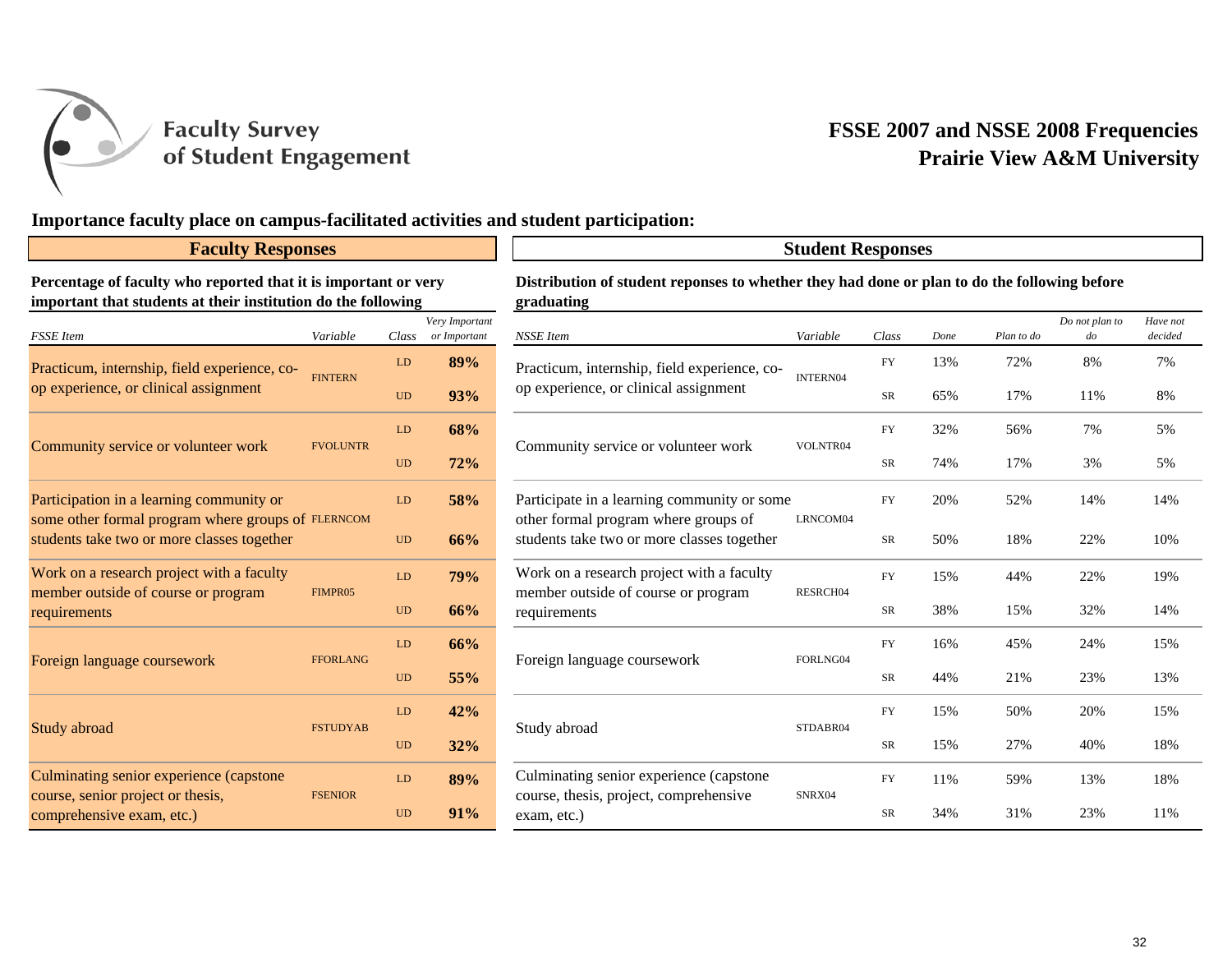Faculty Survey of Student Engagement

# FSSE 2007 and NSSE 2008 Frequencies
# Prairie View A&M University

## Importance faculty place on campus-facilitated activities and student participation:

### Faculty Responses

**Percentage of faculty who reported that it is important or very important that students at their institution do the following**

| *FSSE Item* | *Variable* | *Class* | *Very Important or Important* |
|---|---|---|---|
| Practicum, internship, field experience, co-op experience, or clinical assignment | FINTERN | LD | **89%** |
| | | UD | **93%** |
| Community service or volunteer work | FVOLUNTR | LD | **68%** |
| | | UD | **72%** |
| Participation in a learning community or some other formal program where groups of students take two or more classes together | FLERNCOM | LD | **58%** |
| | | UD | **66%** |
| Work on a research project with a faculty member outside of course or program requirements | FIMPR05 | LD | **79%** |
| | | UD | **66%** |
| Foreign language coursework | FFORLANG | LD | **66%** |
| | | UD | **55%** |
| Study abroad | FSTUDYAB | LD | **42%** |
| | | UD | **32%** |
| Culminating senior experience (capstone course, senior project or thesis, comprehensive exam, etc.) | FSENIOR | LD | **89%** |
| | | UD | **91%** |

### Student Responses

**Distribution of student reponses to whether they had done or plan to do the following before graduating**

| *NSSE Item* | *Variable* | *Class* | *Done* | *Plan to do* | *Do not plan to do* | *Have not decided* |
|---|---|---|---|---|---|---|
| Practicum, internship, field experience, co-op experience, or clinical assignment | INTERN04 | FY | 13% | 72% | 8% | 7% |
| | | SR | 65% | 17% | 11% | 8% |
| Community service or volunteer work | VOLNTR04 | FY | 32% | 56% | 7% | 5% |
| | | SR | 74% | 17% | 3% | 5% |
| Participate in a learning community or some other formal program where groups of students take two or more classes together | LRNCOM04 | FY | 20% | 52% | 14% | 14% |
| | | SR | 50% | 18% | 22% | 10% |
| Work on a research project with a faculty member outside of course or program requirements | RESRCH04 | FY | 15% | 44% | 22% | 19% |
| | | SR | 38% | 15% | 32% | 14% |
| Foreign language coursework | FORLNG04 | FY | 16% | 45% | 24% | 15% |
| | | SR | 44% | 21% | 23% | 13% |
| Study abroad | STDABR04 | FY | 15% | 50% | 20% | 15% |
| | | SR | 15% | 27% | 40% | 18% |
| Culminating senior experience (capstone course, thesis, project, comprehensive exam, etc.) | SNRX04 | FY | 11% | 59% | 13% | 18% |
| | | SR | 34% | 31% | 23% | 11% |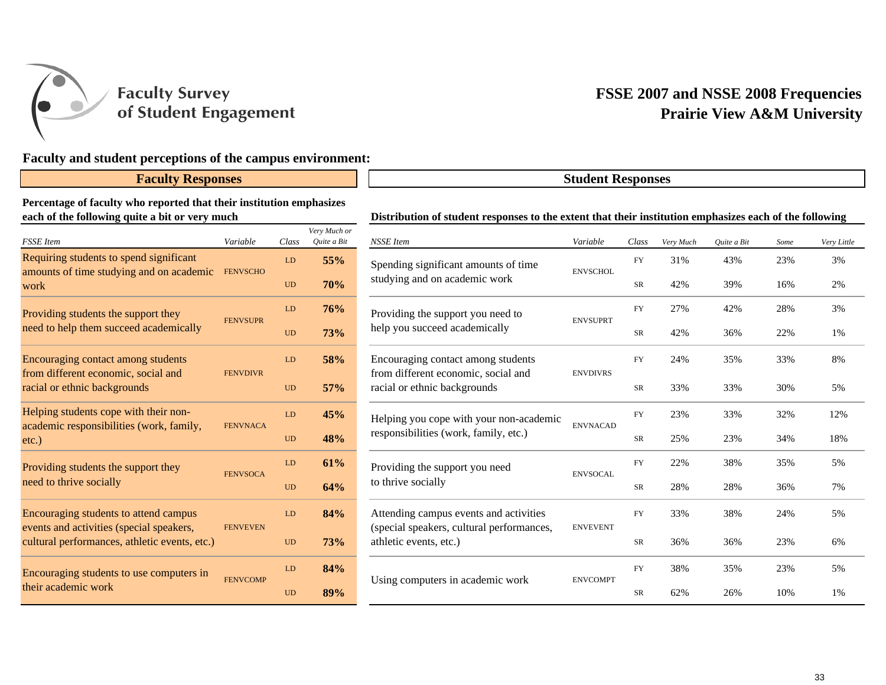Faculty Survey of Student Engagement

# FSSE 2007 and NSSE 2008 Frequencies
# Prairie View A&M University

## Faculty and student perceptions of the campus environment:

### Faculty Responses

**Percentage of faculty who reported that their institution emphasizes each of the following quite a bit or very much**

| *FSSE Item* | *Variable* | *Class* | *Very Much or Quite a Bit* |
|---|---|---|---|
| Requiring students to spend significant amounts of time studying and on academic work | FENVSCHO | LD | **55%** |
| | | UD | **70%** |
| Providing students the support they need to help them succeed academically | FENVSUPR | LD | **76%** |
| | | UD | **73%** |
| Encouraging contact among students from different economic, social and racial or ethnic backgrounds | FENVDIVR | LD | **58%** |
| | | UD | **57%** |
| Helping students cope with their non-academic responsibilities (work, family, etc.) | FENVNACA | LD | **45%** |
| | | UD | **48%** |
| Providing students the support they need to thrive socially | FENVSOCA | LD | **61%** |
| | | UD | **64%** |
| Encouraging students to attend campus events and activities (special speakers, cultural performances, athletic events, etc.) | FENVEVEN | LD | **84%** |
| | | UD | **73%** |
| Encouraging students to use computers in their academic work | FENVCOMP | LD | **84%** |
| | | UD | **89%** |

### Student Responses

**Distribution of student responses to the extent that their institution emphasizes each of the following**

| *NSSE Item* | *Variable* | *Class* | *Very Much* | *Quite a Bit* | *Some* | *Very Little* |
|---|---|---|---|---|---|---|
| Spending significant amounts of time studying and on academic work | ENVSCHOL | FY | 31% | 43% | 23% | 3% |
| | | SR | 42% | 39% | 16% | 2% |
| Providing the support you need to help you succeed academically | ENVSUPRT | FY | 27% | 42% | 28% | 3% |
| | | SR | 42% | 36% | 22% | 1% |
| Encouraging contact among students from different economic, social and racial or ethnic backgrounds | ENVDIVRS | FY | 24% | 35% | 33% | 8% |
| | | SR | 33% | 33% | 30% | 5% |
| Helping you cope with your non-academic responsibilities (work, family, etc.) | ENVNACAD | FY | 23% | 33% | 32% | 12% |
| | | SR | 25% | 23% | 34% | 18% |
| Providing the support you need to thrive socially | ENVSOCAL | FY | 22% | 38% | 35% | 5% |
| | | SR | 28% | 28% | 36% | 7% |
| Attending campus events and activities (special speakers, cultural performances, athletic events, etc.) | ENVEVENT | FY | 33% | 38% | 24% | 5% |
| | | SR | 36% | 36% | 23% | 6% |
| Using computers in academic work | ENVCOMPT | FY | 38% | 35% | 23% | 5% |
| | | SR | 62% | 26% | 10% | 1% |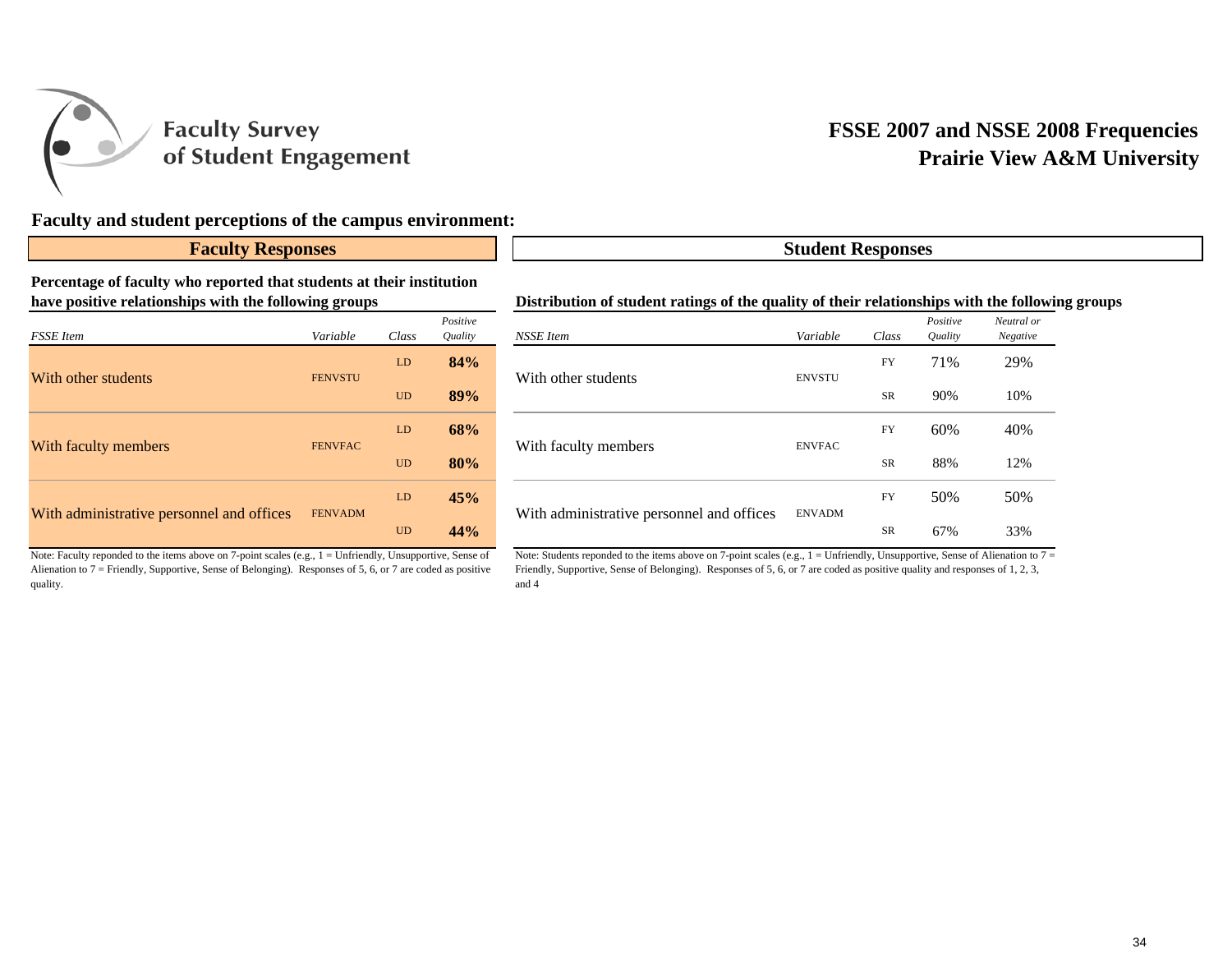Faculty Survey of Student Engagement

# FSSE 2007 and NSSE 2008 Frequencies
# Prairie View A&M University

## Faculty and student perceptions of the campus environment:

### Faculty Responses

**Percentage of faculty who reported that students at their institution have positive relationships with the following groups**

| *FSSE Item* | *Variable* | *Class* | *Positive Quality* |
|---|---|---|---|
| With other students | FENVSTU | LD | **84%** |
| | | UD | **89%** |
| With faculty members | FENVFAC | LD | **68%** |
| | | UD | **80%** |
| With administrative personnel and offices | FENVADM | LD | **45%** |
| | | UD | **44%** |

Note: Faculty reponded to the items above on 7-point scales (e.g., 1 = Unfriendly, Unsupportive, Sense of Alienation to 7 = Friendly, Supportive, Sense of Belonging). Responses of 5, 6, or 7 are coded as positive quality.

### Student Responses

**Distribution of student ratings of the quality of their relationships with the following groups**

| *NSSE Item* | *Variable* | *Class* | *Positive Quality* | *Neutral or Negative* |
|---|---|---|---|---|
| With other students | ENVSTU | FY | 71% | 29% |
| | | SR | 90% | 10% |
| With faculty members | ENVFAC | FY | 60% | 40% |
| | | SR | 88% | 12% |
| With administrative personnel and offices | ENVADM | FY | 50% | 50% |
| | | SR | 67% | 33% |

Note: Students reponded to the items above on 7-point scales (e.g., 1 = Unfriendly, Unsupportive, Sense of Alienation to 7 = Friendly, Supportive, Sense of Belonging). Responses of 5, 6, or 7 are coded as positive quality and responses of 1, 2, 3, and 4